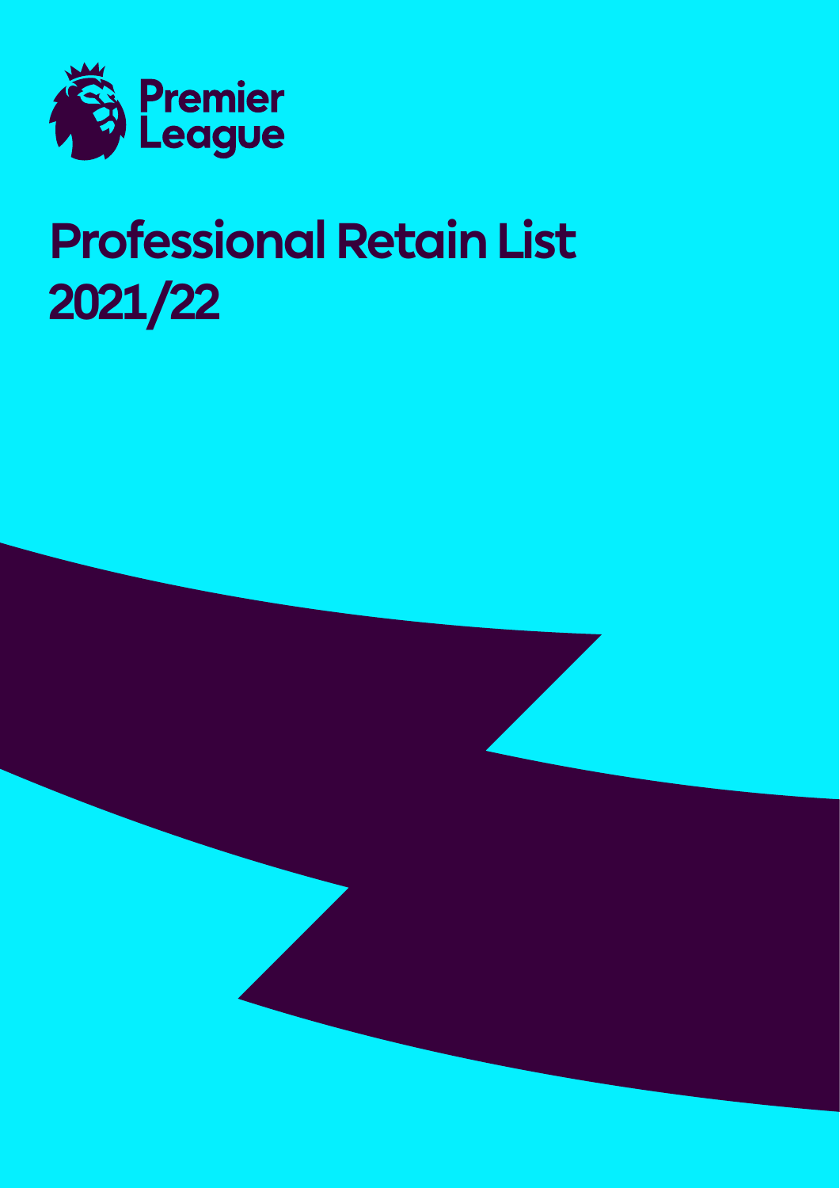Premier League

# Professional Retain List 2021/22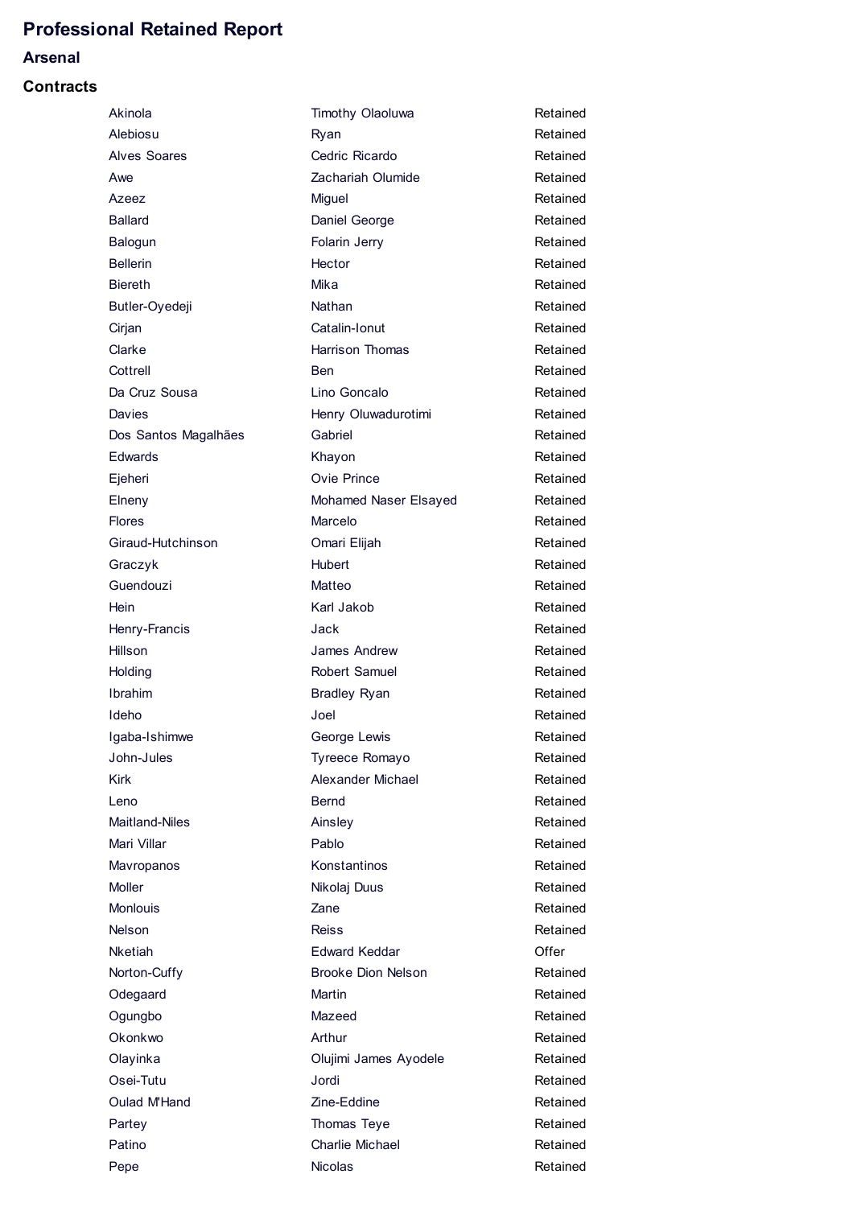# Professional Retained Report

## Arsenal

### Contracts

| | | |
|---|---|---|
| Akinola | Timothy Olaoluwa | Retained |
| Alebiosu | Ryan | Retained |
| Alves Soares | Cedric Ricardo | Retained |
| Awe | Zachariah Olumide | Retained |
| Azeez | Miguel | Retained |
| Ballard | Daniel George | Retained |
| Balogun | Folarin Jerry | Retained |
| Bellerin | Hector | Retained |
| Biereth | Mika | Retained |
| Butler-Oyedeji | Nathan | Retained |
| Cirjan | Catalin-Ionut | Retained |
| Clarke | Harrison Thomas | Retained |
| Cottrell | Ben | Retained |
| Da Cruz Sousa | Lino Goncalo | Retained |
| Davies | Henry Oluwadurotimi | Retained |
| Dos Santos Magalhães | Gabriel | Retained |
| Edwards | Khayon | Retained |
| Ejeheri | Ovie Prince | Retained |
| Elneny | Mohamed Naser Elsayed | Retained |
| Flores | Marcelo | Retained |
| Giraud-Hutchinson | Omari Elijah | Retained |
| Graczyk | Hubert | Retained |
| Guendouzi | Matteo | Retained |
| Hein | Karl Jakob | Retained |
| Henry-Francis | Jack | Retained |
| Hillson | James Andrew | Retained |
| Holding | Robert Samuel | Retained |
| Ibrahim | Bradley Ryan | Retained |
| Ideho | Joel | Retained |
| Igaba-Ishimwe | George Lewis | Retained |
| John-Jules | Tyreece Romayo | Retained |
| Kirk | Alexander Michael | Retained |
| Leno | Bernd | Retained |
| Maitland-Niles | Ainsley | Retained |
| Mari Villar | Pablo | Retained |
| Mavropanos | Konstantinos | Retained |
| Moller | Nikolaj Duus | Retained |
| Monlouis | Zane | Retained |
| Nelson | Reiss | Retained |
| Nketiah | Edward Keddar | Offer |
| Norton-Cuffy | Brooke Dion Nelson | Retained |
| Odegaard | Martin | Retained |
| Ogungbo | Mazeed | Retained |
| Okonkwo | Arthur | Retained |
| Olayinka | Olujimi James Ayodele | Retained |
| Osei-Tutu | Jordi | Retained |
| Oulad M'Hand | Zine-Eddine | Retained |
| Partey | Thomas Teye | Retained |
| Patino | Charlie Michael | Retained |
| Pepe | Nicolas | Retained |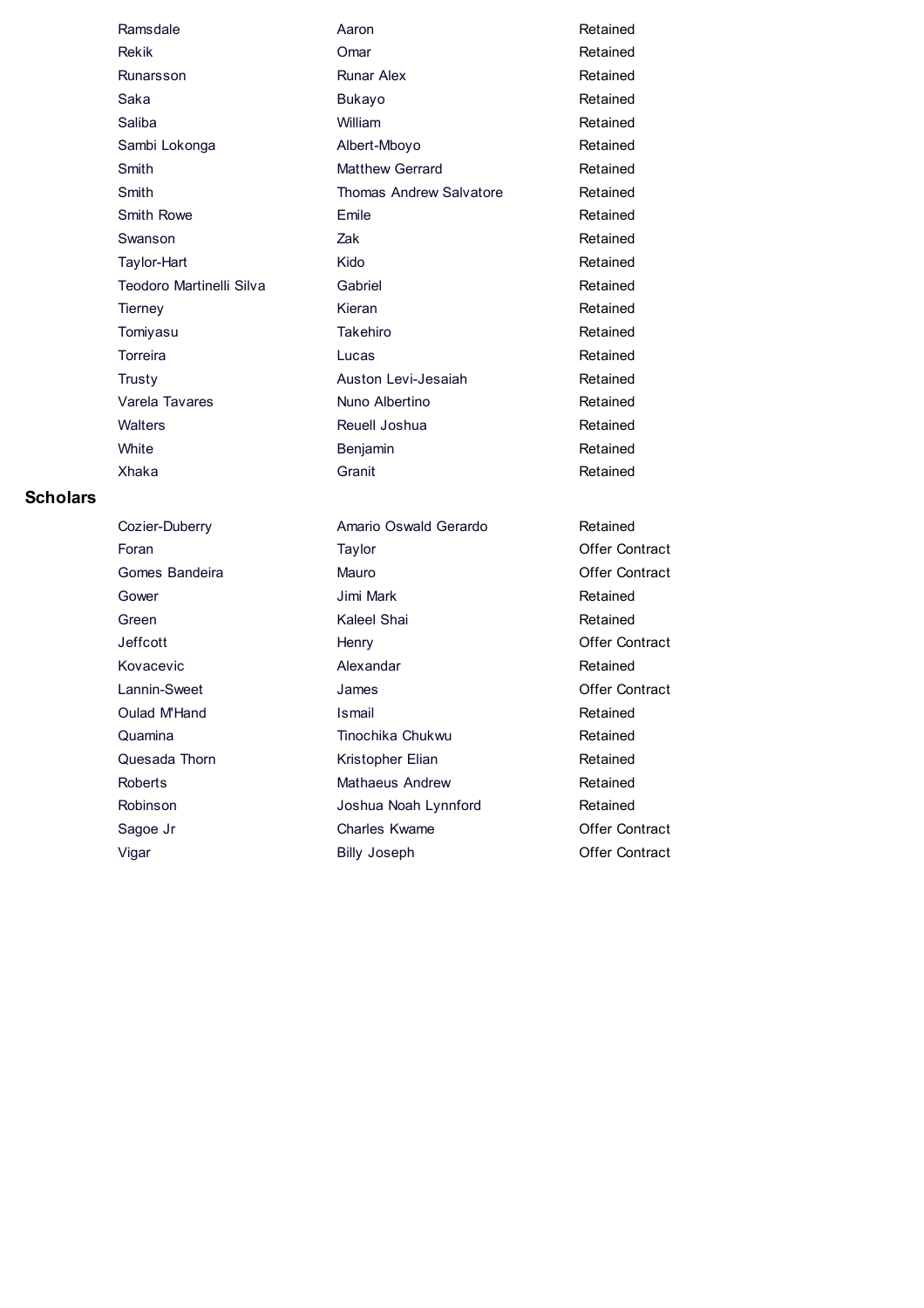| | | |
|---|---|---|
| Ramsdale | Aaron | Retained |
| Rekik | Omar | Retained |
| Runarsson | Runar Alex | Retained |
| Saka | Bukayo | Retained |
| Saliba | William | Retained |
| Sambi Lokonga | Albert-Mboyo | Retained |
| Smith | Matthew Gerrard | Retained |
| Smith | Thomas Andrew Salvatore | Retained |
| Smith Rowe | Emile | Retained |
| Swanson | Zak | Retained |
| Taylor-Hart | Kido | Retained |
| Teodoro Martinelli Silva | Gabriel | Retained |
| Tierney | Kieran | Retained |
| Tomiyasu | Takehiro | Retained |
| Torreira | Lucas | Retained |
| Trusty | Auston Levi-Jesaiah | Retained |
| Varela Tavares | Nuno Albertino | Retained |
| Walters | Reuell Joshua | Retained |
| White | Benjamin | Retained |
| Xhaka | Granit | Retained |

**Scholars**

| | | |
|---|---|---|
| Cozier-Duberry | Amario Oswald Gerardo | Retained |
| Foran | Taylor | Offer Contract |
| Gomes Bandeira | Mauro | Offer Contract |
| Gower | Jimi Mark | Retained |
| Green | Kaleel Shai | Retained |
| Jeffcott | Henry | Offer Contract |
| Kovacevic | Alexandar | Retained |
| Lannin-Sweet | James | Offer Contract |
| Oulad M'Hand | Ismail | Retained |
| Quamina | Tinochika Chukwu | Retained |
| Quesada Thorn | Kristopher Elian | Retained |
| Roberts | Mathaeus Andrew | Retained |
| Robinson | Joshua Noah Lynnford | Retained |
| Sagoe Jr | Charles Kwame | Offer Contract |
| Vigar | Billy Joseph | Offer Contract |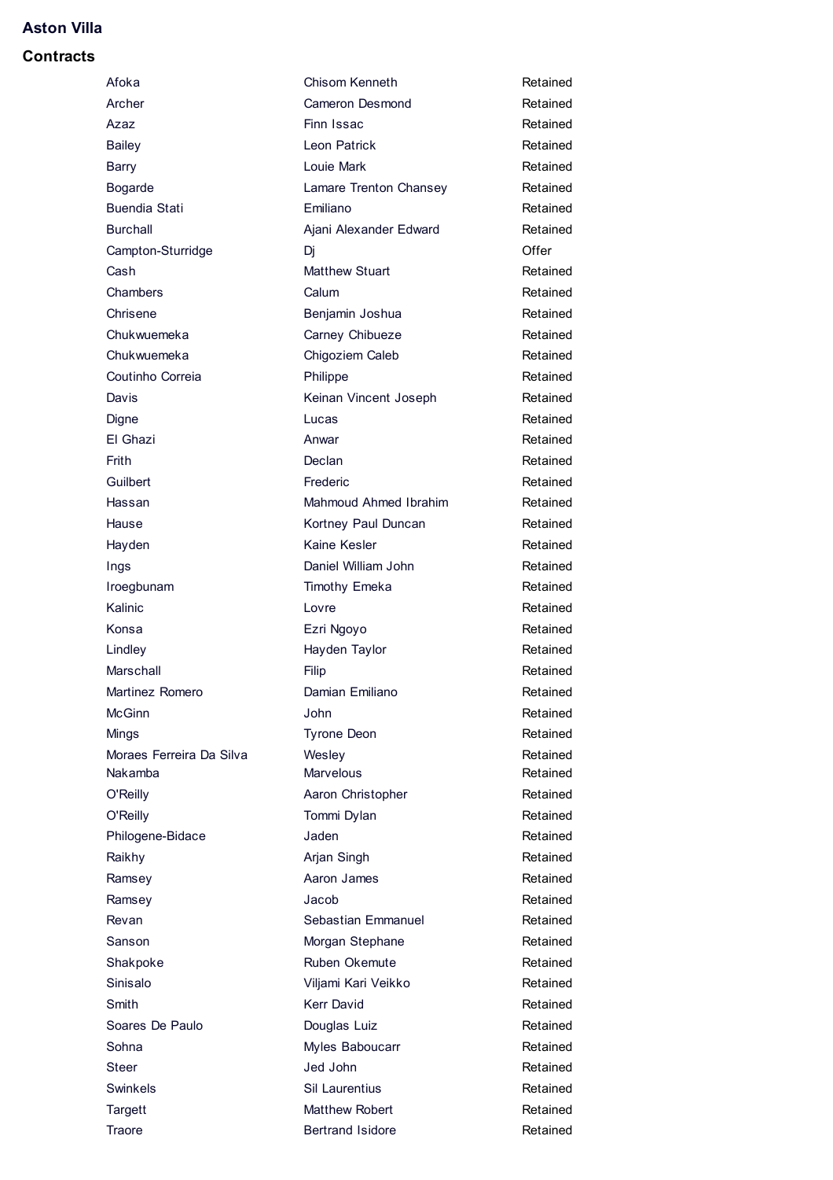**Aston Villa**

**Contracts**

| | | |
|---|---|---|
| Afoka | Chisom Kenneth | Retained |
| Archer | Cameron Desmond | Retained |
| Azaz | Finn Issac | Retained |
| Bailey | Leon Patrick | Retained |
| Barry | Louie Mark | Retained |
| Bogarde | Lamare Trenton Chansey | Retained |
| Buendia Stati | Emiliano | Retained |
| Burchall | Ajani Alexander Edward | Retained |
| Campton-Sturridge | Dj | Offer |
| Cash | Matthew Stuart | Retained |
| Chambers | Calum | Retained |
| Chrisene | Benjamin Joshua | Retained |
| Chukwuemeka | Carney Chibueze | Retained |
| Chukwuemeka | Chigoziem Caleb | Retained |
| Coutinho Correia | Philippe | Retained |
| Davis | Keinan Vincent Joseph | Retained |
| Digne | Lucas | Retained |
| El Ghazi | Anwar | Retained |
| Frith | Declan | Retained |
| Guilbert | Frederic | Retained |
| Hassan | Mahmoud Ahmed Ibrahim | Retained |
| Hause | Kortney Paul Duncan | Retained |
| Hayden | Kaine Kesler | Retained |
| Ings | Daniel William John | Retained |
| Iroegbunam | Timothy Emeka | Retained |
| Kalinic | Lovre | Retained |
| Konsa | Ezri Ngoyo | Retained |
| Lindley | Hayden Taylor | Retained |
| Marschall | Filip | Retained |
| Martinez Romero | Damian Emiliano | Retained |
| McGinn | John | Retained |
| Mings | Tyrone Deon | Retained |
| Moraes Ferreira Da Silva | Wesley | Retained |
| Nakamba | Marvelous | Retained |
| O'Reilly | Aaron Christopher | Retained |
| O'Reilly | Tommi Dylan | Retained |
| Philogene-Bidace | Jaden | Retained |
| Raikhy | Arjan Singh | Retained |
| Ramsey | Aaron James | Retained |
| Ramsey | Jacob | Retained |
| Revan | Sebastian Emmanuel | Retained |
| Sanson | Morgan Stephane | Retained |
| Shakpoke | Ruben Okemute | Retained |
| Sinisalo | Viljami Kari Veikko | Retained |
| Smith | Kerr David | Retained |
| Soares De Paulo | Douglas Luiz | Retained |
| Sohna | Myles Baboucarr | Retained |
| Steer | Jed John | Retained |
| Swinkels | Sil Laurentius | Retained |
| Targett | Matthew Robert | Retained |
| Traore | Bertrand Isidore | Retained |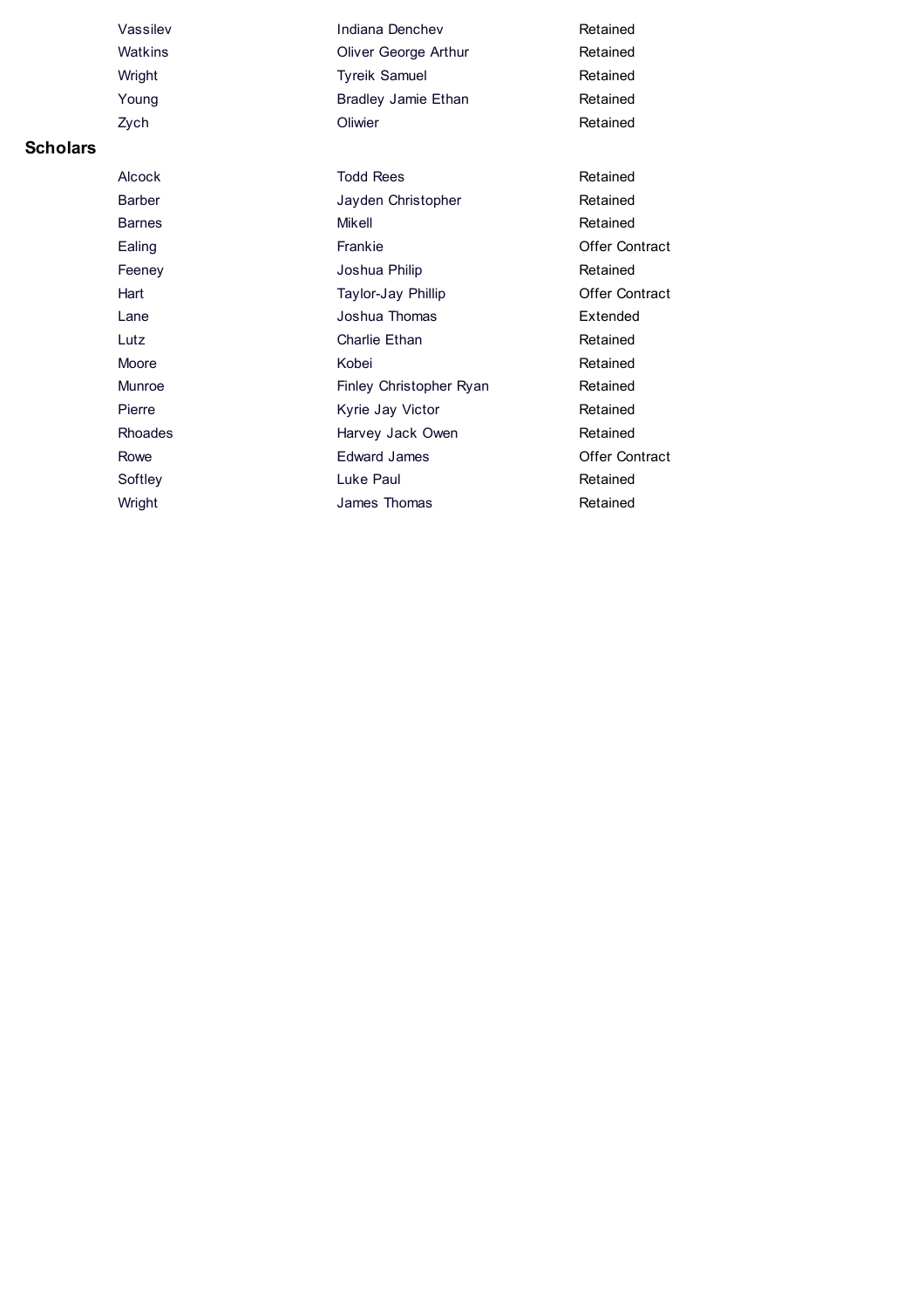| | | |
|---|---|---|
| Vassilev | Indiana Denchev | Retained |
| Watkins | Oliver George Arthur | Retained |
| Wright | Tyreik Samuel | Retained |
| Young | Bradley Jamie Ethan | Retained |
| Zych | Oliwier | Retained |

**Scholars**

| | | |
|---|---|---|
| Alcock | Todd Rees | Retained |
| Barber | Jayden Christopher | Retained |
| Barnes | Mikell | Retained |
| Ealing | Frankie | Offer Contract |
| Feeney | Joshua Philip | Retained |
| Hart | Taylor-Jay Phillip | Offer Contract |
| Lane | Joshua Thomas | Extended |
| Lutz | Charlie Ethan | Retained |
| Moore | Kobei | Retained |
| Munroe | Finley Christopher Ryan | Retained |
| Pierre | Kyrie Jay Victor | Retained |
| Rhoades | Harvey Jack Owen | Retained |
| Rowe | Edward James | Offer Contract |
| Softley | Luke Paul | Retained |
| Wright | James Thomas | Retained |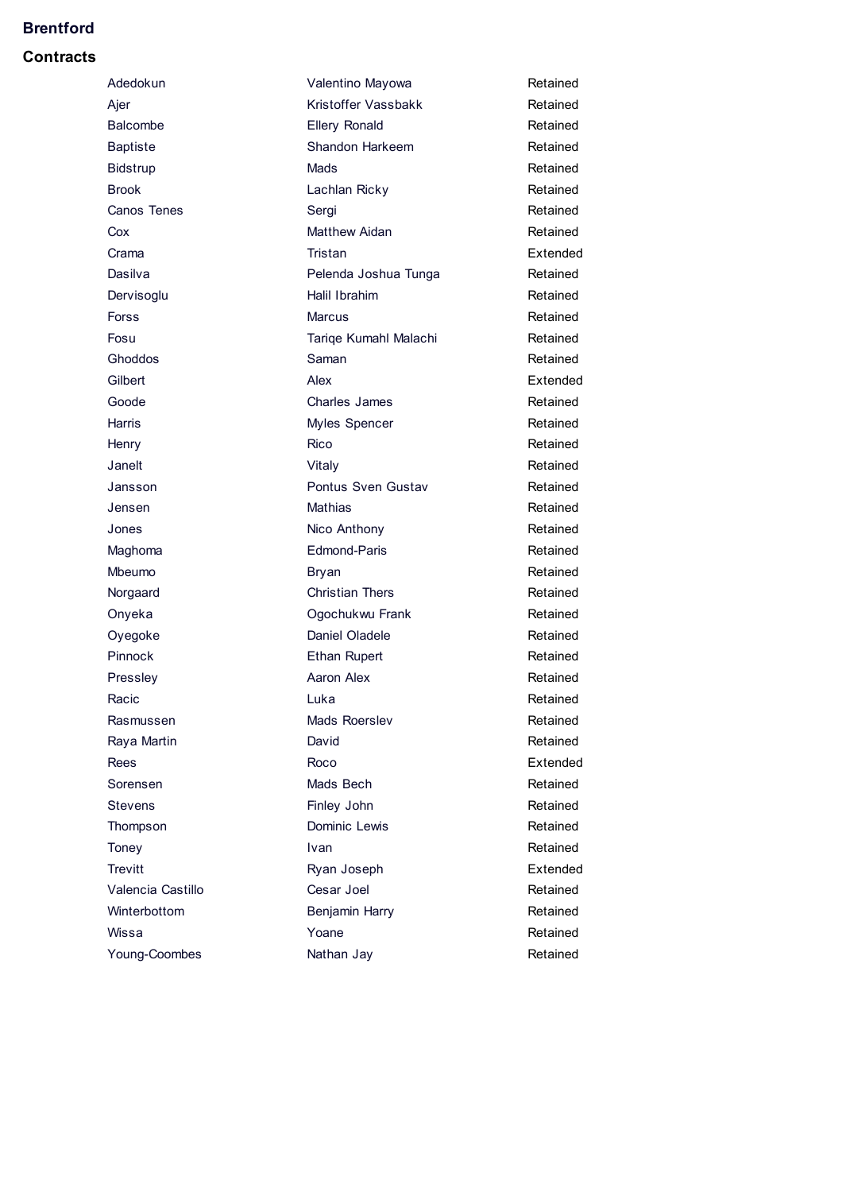## Brentford

### Contracts

| | | |
|---|---|---|
| Adedokun | Valentino Mayowa | Retained |
| Ajer | Kristoffer Vassbakk | Retained |
| Balcombe | Ellery Ronald | Retained |
| Baptiste | Shandon Harkeem | Retained |
| Bidstrup | Mads | Retained |
| Brook | Lachlan Ricky | Retained |
| Canos Tenes | Sergi | Retained |
| Cox | Matthew Aidan | Retained |
| Crama | Tristan | Extended |
| Dasilva | Pelenda Joshua Tunga | Retained |
| Dervisoglu | Halil Ibrahim | Retained |
| Forss | Marcus | Retained |
| Fosu | Tariqe Kumahl Malachi | Retained |
| Ghoddos | Saman | Retained |
| Gilbert | Alex | Extended |
| Goode | Charles James | Retained |
| Harris | Myles Spencer | Retained |
| Henry | Rico | Retained |
| Janelt | Vitaly | Retained |
| Jansson | Pontus Sven Gustav | Retained |
| Jensen | Mathias | Retained |
| Jones | Nico Anthony | Retained |
| Maghoma | Edmond-Paris | Retained |
| Mbeumo | Bryan | Retained |
| Norgaard | Christian Thers | Retained |
| Onyeka | Ogochukwu Frank | Retained |
| Oyegoke | Daniel Oladele | Retained |
| Pinnock | Ethan Rupert | Retained |
| Pressley | Aaron Alex | Retained |
| Racic | Luka | Retained |
| Rasmussen | Mads Roerslev | Retained |
| Raya Martin | David | Retained |
| Rees | Roco | Extended |
| Sorensen | Mads Bech | Retained |
| Stevens | Finley John | Retained |
| Thompson | Dominic Lewis | Retained |
| Toney | Ivan | Retained |
| Trevitt | Ryan Joseph | Extended |
| Valencia Castillo | Cesar Joel | Retained |
| Winterbottom | Benjamin Harry | Retained |
| Wissa | Yoane | Retained |
| Young-Coombes | Nathan Jay | Retained |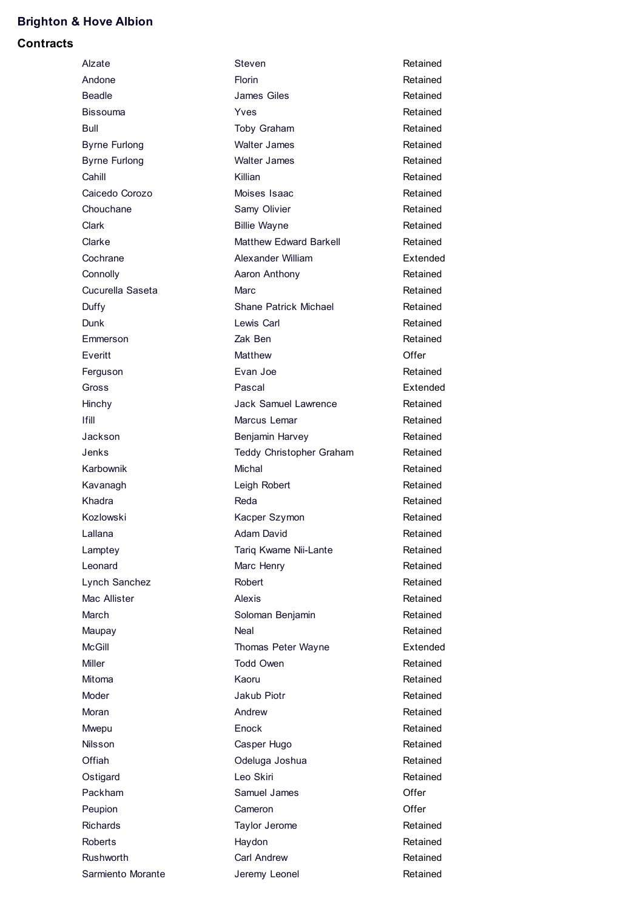**Brighton & Hove Albion**

**Contracts**

| | | |
|---|---|---|
| Alzate | Steven | Retained |
| Andone | Florin | Retained |
| Beadle | James Giles | Retained |
| Bissouma | Yves | Retained |
| Bull | Toby Graham | Retained |
| Byrne Furlong | Walter James | Retained |
| Byrne Furlong | Walter James | Retained |
| Cahill | Killian | Retained |
| Caicedo Corozo | Moises Isaac | Retained |
| Chouchane | Samy Olivier | Retained |
| Clark | Billie Wayne | Retained |
| Clarke | Matthew Edward Barkell | Retained |
| Cochrane | Alexander William | Extended |
| Connolly | Aaron Anthony | Retained |
| Cucurella Saseta | Marc | Retained |
| Duffy | Shane Patrick Michael | Retained |
| Dunk | Lewis Carl | Retained |
| Emmerson | Zak Ben | Retained |
| Everitt | Matthew | Offer |
| Ferguson | Evan Joe | Retained |
| Gross | Pascal | Extended |
| Hinchy | Jack Samuel Lawrence | Retained |
| Ifill | Marcus Lemar | Retained |
| Jackson | Benjamin Harvey | Retained |
| Jenks | Teddy Christopher Graham | Retained |
| Karbownik | Michal | Retained |
| Kavanagh | Leigh Robert | Retained |
| Khadra | Reda | Retained |
| Kozlowski | Kacper Szymon | Retained |
| Lallana | Adam David | Retained |
| Lamptey | Tariq Kwame Nii-Lante | Retained |
| Leonard | Marc Henry | Retained |
| Lynch Sanchez | Robert | Retained |
| Mac Allister | Alexis | Retained |
| March | Soloman Benjamin | Retained |
| Maupay | Neal | Retained |
| McGill | Thomas Peter Wayne | Extended |
| Miller | Todd Owen | Retained |
| Mitoma | Kaoru | Retained |
| Moder | Jakub Piotr | Retained |
| Moran | Andrew | Retained |
| Mwepu | Enock | Retained |
| Nilsson | Casper Hugo | Retained |
| Offiah | Odeluga Joshua | Retained |
| Ostigard | Leo Skiri | Retained |
| Packham | Samuel James | Offer |
| Peupion | Cameron | Offer |
| Richards | Taylor Jerome | Retained |
| Roberts | Haydon | Retained |
| Rushworth | Carl Andrew | Retained |
| Sarmiento Morante | Jeremy Leonel | Retained |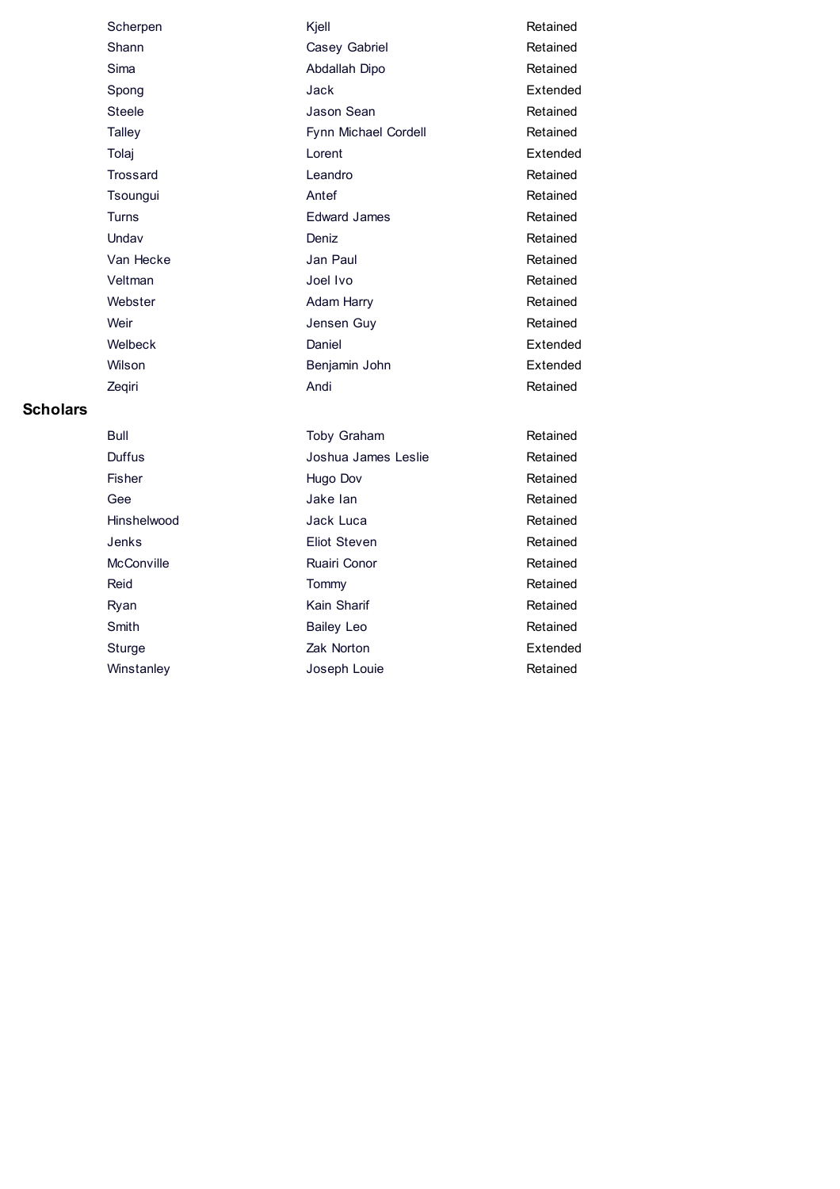| | | |
|---|---|---|
| Scherpen | Kjell | Retained |
| Shann | Casey Gabriel | Retained |
| Sima | Abdallah Dipo | Retained |
| Spong | Jack | Extended |
| Steele | Jason Sean | Retained |
| Talley | Fynn Michael Cordell | Retained |
| Tolaj | Lorent | Extended |
| Trossard | Leandro | Retained |
| Tsoungui | Antef | Retained |
| Turns | Edward James | Retained |
| Undav | Deniz | Retained |
| Van Hecke | Jan Paul | Retained |
| Veltman | Joel Ivo | Retained |
| Webster | Adam Harry | Retained |
| Weir | Jensen Guy | Retained |
| Welbeck | Daniel | Extended |
| Wilson | Benjamin John | Extended |
| Zeqiri | Andi | Retained |

**Scholars**

| | | |
|---|---|---|
| Bull | Toby Graham | Retained |
| Duffus | Joshua James Leslie | Retained |
| Fisher | Hugo Dov | Retained |
| Gee | Jake Ian | Retained |
| Hinshelwood | Jack Luca | Retained |
| Jenks | Eliot Steven | Retained |
| McConville | Ruairi Conor | Retained |
| Reid | Tommy | Retained |
| Ryan | Kain Sharif | Retained |
| Smith | Bailey Leo | Retained |
| Sturge | Zak Norton | Extended |
| Winstanley | Joseph Louie | Retained |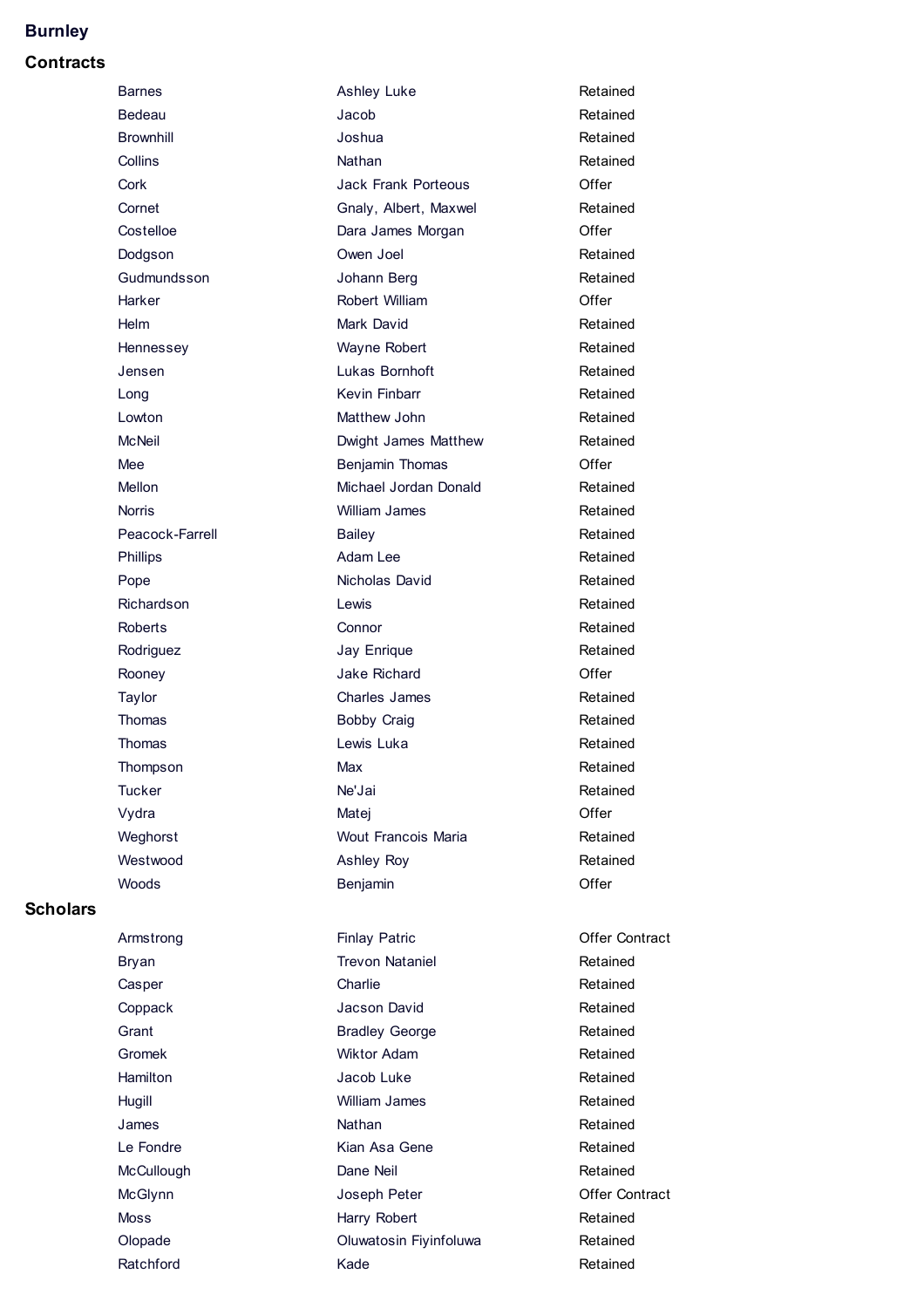**Burnley**

**Contracts**

| | | |
|---|---|---|
| Barnes | Ashley Luke | Retained |
| Bedeau | Jacob | Retained |
| Brownhill | Joshua | Retained |
| Collins | Nathan | Retained |
| Cork | Jack Frank Porteous | Offer |
| Cornet | Gnaly, Albert, Maxwel | Retained |
| Costelloe | Dara James Morgan | Offer |
| Dodgson | Owen Joel | Retained |
| Gudmundsson | Johann Berg | Retained |
| Harker | Robert William | Offer |
| Helm | Mark David | Retained |
| Hennessey | Wayne Robert | Retained |
| Jensen | Lukas Bornhoft | Retained |
| Long | Kevin Finbarr | Retained |
| Lowton | Matthew John | Retained |
| McNeil | Dwight James Matthew | Retained |
| Mee | Benjamin Thomas | Offer |
| Mellon | Michael Jordan Donald | Retained |
| Norris | William James | Retained |
| Peacock-Farrell | Bailey | Retained |
| Phillips | Adam Lee | Retained |
| Pope | Nicholas David | Retained |
| Richardson | Lewis | Retained |
| Roberts | Connor | Retained |
| Rodriguez | Jay Enrique | Retained |
| Rooney | Jake Richard | Offer |
| Taylor | Charles James | Retained |
| Thomas | Bobby Craig | Retained |
| Thomas | Lewis Luka | Retained |
| Thompson | Max | Retained |
| Tucker | Ne'Jai | Retained |
| Vydra | Matej | Offer |
| Weghorst | Wout Francois Maria | Retained |
| Westwood | Ashley Roy | Retained |
| Woods | Benjamin | Offer |

**Scholars**

| | | |
|---|---|---|
| Armstrong | Finlay Patric | Offer Contract |
| Bryan | Trevon Nataniel | Retained |
| Casper | Charlie | Retained |
| Coppack | Jacson David | Retained |
| Grant | Bradley George | Retained |
| Gromek | Wiktor Adam | Retained |
| Hamilton | Jacob Luke | Retained |
| Hugill | William James | Retained |
| James | Nathan | Retained |
| Le Fondre | Kian Asa Gene | Retained |
| McCullough | Dane Neil | Retained |
| McGlynn | Joseph Peter | Offer Contract |
| Moss | Harry Robert | Retained |
| Olopade | Oluwatosin Fiyinfoluwa | Retained |
| Ratchford | Kade | Retained |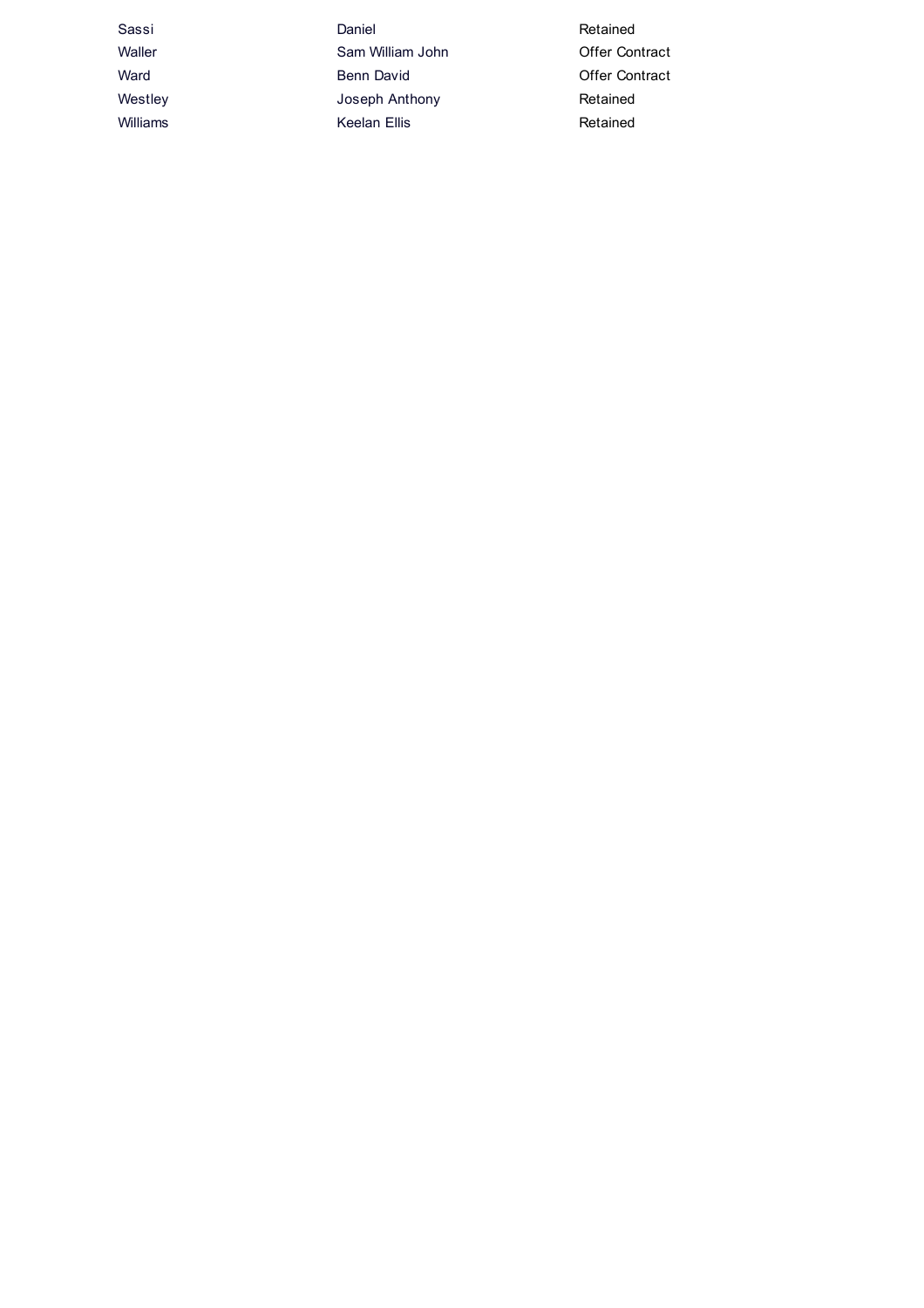| | | |
|---|---|---|
| Sassi | Daniel | Retained |
| Waller | Sam William John | Offer Contract |
| Ward | Benn David | Offer Contract |
| Westley | Joseph Anthony | Retained |
| Williams | Keelan Ellis | Retained |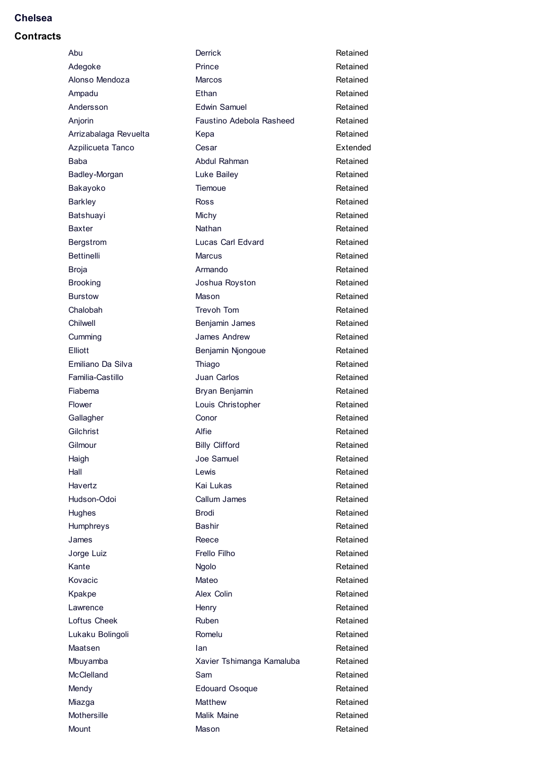## Chelsea

### Contracts

| | | |
|---|---|---|
| Abu | Derrick | Retained |
| Adegoke | Prince | Retained |
| Alonso Mendoza | Marcos | Retained |
| Ampadu | Ethan | Retained |
| Andersson | Edwin Samuel | Retained |
| Anjorin | Faustino Adebola Rasheed | Retained |
| Arrizabalaga Revuelta | Kepa | Retained |
| Azpilicueta Tanco | Cesar | Extended |
| Baba | Abdul Rahman | Retained |
| Badley-Morgan | Luke Bailey | Retained |
| Bakayoko | Tiemoue | Retained |
| Barkley | Ross | Retained |
| Batshuayi | Michy | Retained |
| Baxter | Nathan | Retained |
| Bergstrom | Lucas Carl Edvard | Retained |
| Bettinelli | Marcus | Retained |
| Broja | Armando | Retained |
| Brooking | Joshua Royston | Retained |
| Burstow | Mason | Retained |
| Chalobah | Trevoh Tom | Retained |
| Chilwell | Benjamin James | Retained |
| Cumming | James Andrew | Retained |
| Elliott | Benjamin Njongoue | Retained |
| Emiliano Da Silva | Thiago | Retained |
| Familia-Castillo | Juan Carlos | Retained |
| Fiabema | Bryan Benjamin | Retained |
| Flower | Louis Christopher | Retained |
| Gallagher | Conor | Retained |
| Gilchrist | Alfie | Retained |
| Gilmour | Billy Clifford | Retained |
| Haigh | Joe Samuel | Retained |
| Hall | Lewis | Retained |
| Havertz | Kai Lukas | Retained |
| Hudson-Odoi | Callum James | Retained |
| Hughes | Brodi | Retained |
| Humphreys | Bashir | Retained |
| James | Reece | Retained |
| Jorge Luiz | Frello Filho | Retained |
| Kante | Ngolo | Retained |
| Kovacic | Mateo | Retained |
| Kpakpe | Alex Colin | Retained |
| Lawrence | Henry | Retained |
| Loftus Cheek | Ruben | Retained |
| Lukaku Bolingoli | Romelu | Retained |
| Maatsen | Ian | Retained |
| Mbuyamba | Xavier Tshimanga Kamaluba | Retained |
| McClelland | Sam | Retained |
| Mendy | Edouard Osoque | Retained |
| Miazga | Matthew | Retained |
| Mothersille | Malik Maine | Retained |
| Mount | Mason | Retained |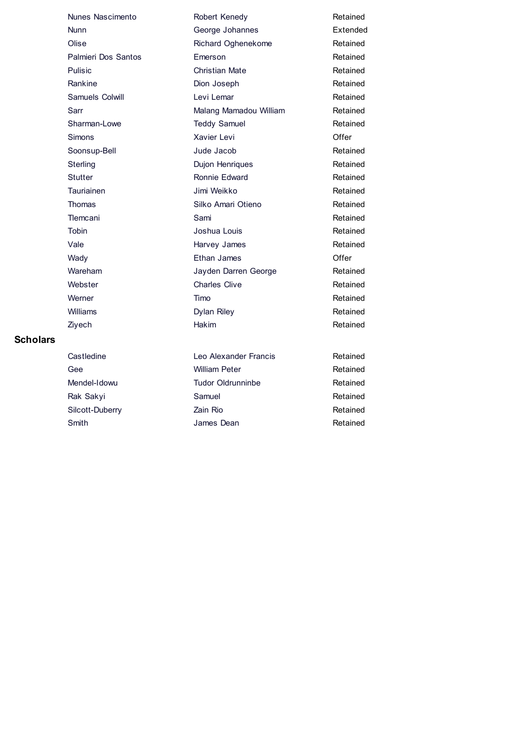| | | |
|---|---|---|
| Nunes Nascimento | Robert Kenedy | Retained |
| Nunn | George Johannes | Extended |
| Olise | Richard Oghenekome | Retained |
| Palmieri Dos Santos | Emerson | Retained |
| Pulisic | Christian Mate | Retained |
| Rankine | Dion Joseph | Retained |
| Samuels Colwill | Levi Lemar | Retained |
| Sarr | Malang Mamadou William | Retained |
| Sharman-Lowe | Teddy Samuel | Retained |
| Simons | Xavier Levi | Offer |
| Soonsup-Bell | Jude Jacob | Retained |
| Sterling | Dujon Henriques | Retained |
| Stutter | Ronnie Edward | Retained |
| Tauriainen | Jimi Weikko | Retained |
| Thomas | Silko Amari Otieno | Retained |
| Tlemcani | Sami | Retained |
| Tobin | Joshua Louis | Retained |
| Vale | Harvey James | Retained |
| Wady | Ethan James | Offer |
| Wareham | Jayden Darren George | Retained |
| Webster | Charles Clive | Retained |
| Werner | Timo | Retained |
| Williams | Dylan Riley | Retained |
| Ziyech | Hakim | Retained |

**Scholars**

| | | |
|---|---|---|
| Castledine | Leo Alexander Francis | Retained |
| Gee | William Peter | Retained |
| Mendel-Idowu | Tudor Oldrunninbe | Retained |
| Rak Sakyi | Samuel | Retained |
| Silcott-Duberry | Zain Rio | Retained |
| Smith | James Dean | Retained |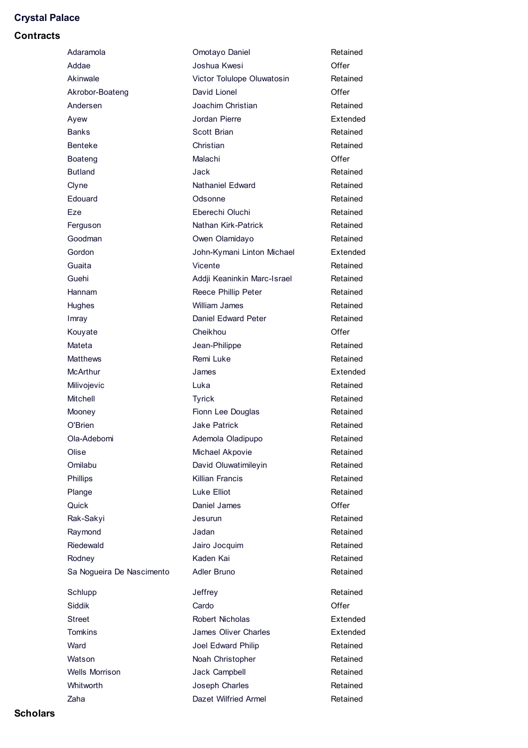## Crystal Palace

### Contracts

| | | |
|---|---|---|
| Adaramola | Omotayo Daniel | Retained |
| Addae | Joshua Kwesi | Offer |
| Akinwale | Victor Tolulope Oluwatosin | Retained |
| Akrobor-Boateng | David Lionel | Offer |
| Andersen | Joachim Christian | Retained |
| Ayew | Jordan Pierre | Extended |
| Banks | Scott Brian | Retained |
| Benteke | Christian | Retained |
| Boateng | Malachi | Offer |
| Butland | Jack | Retained |
| Clyne | Nathaniel Edward | Retained |
| Edouard | Odsonne | Retained |
| Eze | Eberechi Oluchi | Retained |
| Ferguson | Nathan Kirk-Patrick | Retained |
| Goodman | Owen Olamidayo | Retained |
| Gordon | John-Kymani Linton Michael | Extended |
| Guaita | Vicente | Retained |
| Guehi | Addji Keaninkin Marc-Israel | Retained |
| Hannam | Reece Phillip Peter | Retained |
| Hughes | William James | Retained |
| Imray | Daniel Edward Peter | Retained |
| Kouyate | Cheikhou | Offer |
| Mateta | Jean-Philippe | Retained |
| Matthews | Remi Luke | Retained |
| McArthur | James | Extended |
| Milivojevic | Luka | Retained |
| Mitchell | Tyrick | Retained |
| Mooney | Fionn Lee Douglas | Retained |
| O'Brien | Jake Patrick | Retained |
| Ola-Adebomi | Ademola Oladipupo | Retained |
| Olise | Michael Akpovie | Retained |
| Omilabu | David Oluwatimileyin | Retained |
| Phillips | Killian Francis | Retained |
| Plange | Luke Elliot | Retained |
| Quick | Daniel James | Offer |
| Rak-Sakyi | Jesurun | Retained |
| Raymond | Jadan | Retained |
| Riedewald | Jairo Jocquim | Retained |
| Rodney | Kaden Kai | Retained |
| Sa Nogueira De Nascimento | Adler Bruno | Retained |
| Schlupp | Jeffrey | Retained |
| Siddik | Cardo | Offer |
| Street | Robert Nicholas | Extended |
| Tomkins | James Oliver Charles | Extended |
| Ward | Joel Edward Philip | Retained |
| Watson | Noah Christopher | Retained |
| Wells Morrison | Jack Campbell | Retained |
| Whitworth | Joseph Charles | Retained |
| Zaha | Dazet Wilfried Armel | Retained |

### Scholars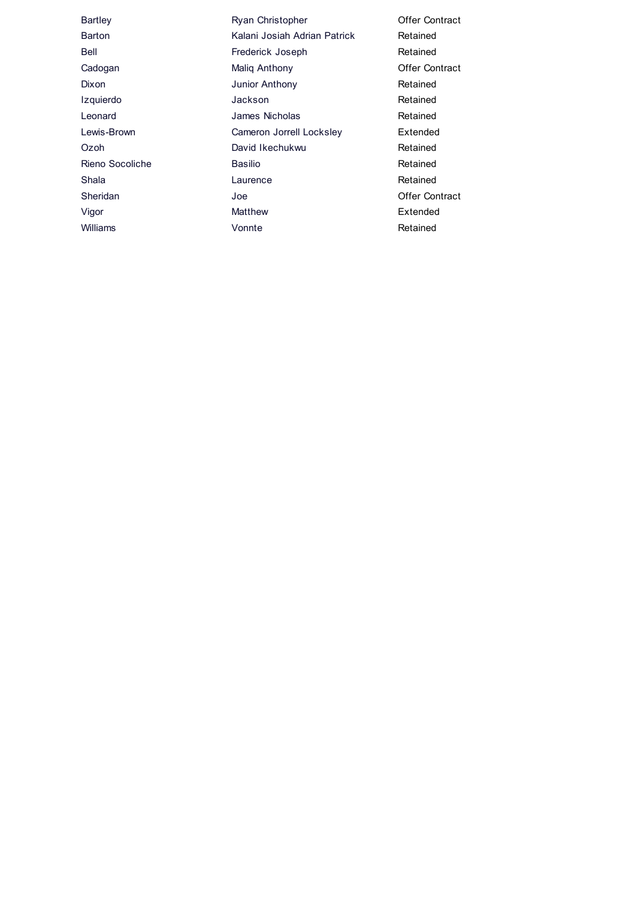| | | |
|---|---|---|
| Bartley | Ryan Christopher | Offer Contract |
| Barton | Kalani Josiah Adrian Patrick | Retained |
| Bell | Frederick Joseph | Retained |
| Cadogan | Maliq Anthony | Offer Contract |
| Dixon | Junior Anthony | Retained |
| Izquierdo | Jackson | Retained |
| Leonard | James Nicholas | Retained |
| Lewis-Brown | Cameron Jorrell Locksley | Extended |
| Ozoh | David Ikechukwu | Retained |
| Rieno Socoliche | Basilio | Retained |
| Shala | Laurence | Retained |
| Sheridan | Joe | Offer Contract |
| Vigor | Matthew | Extended |
| Williams | Vonnte | Retained |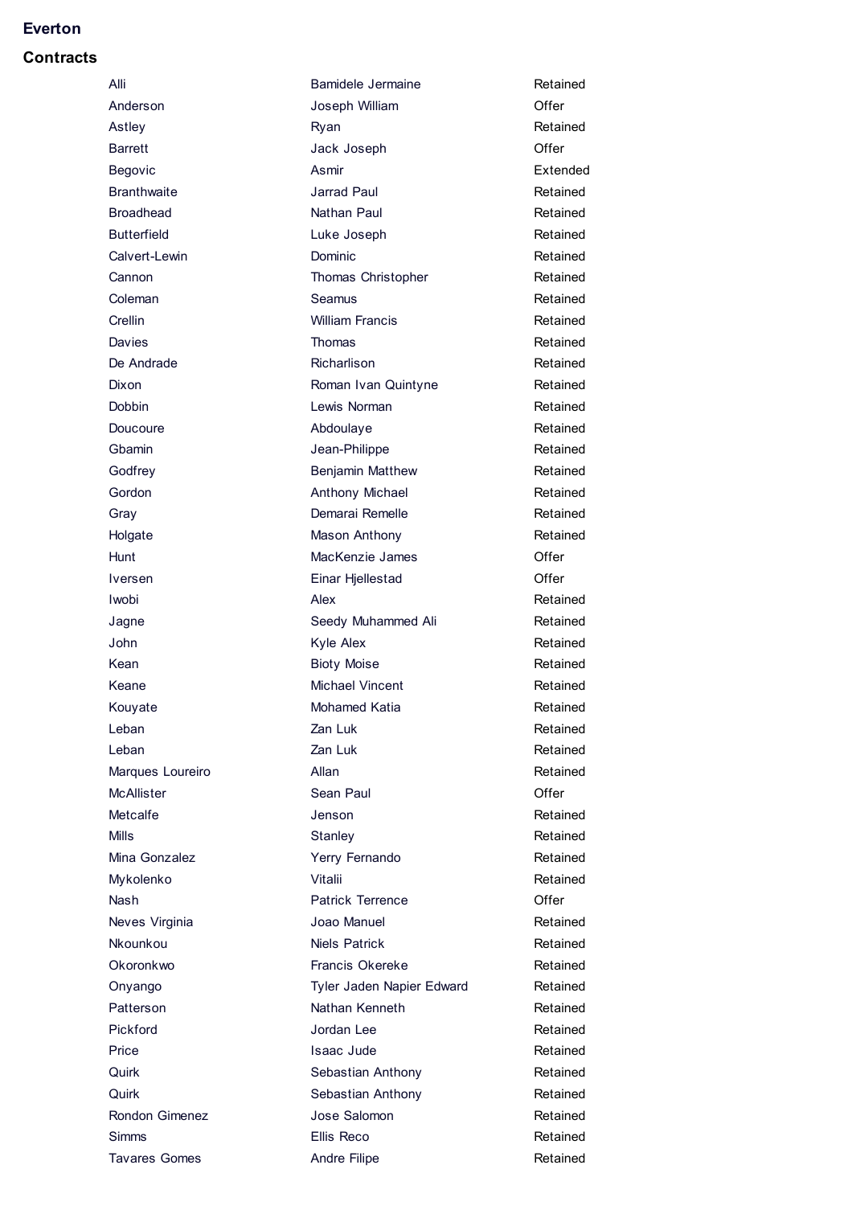# Everton

## Contracts

| | | |
|---|---|---|
| Alli | Bamidele Jermaine | Retained |
| Anderson | Joseph William | Offer |
| Astley | Ryan | Retained |
| Barrett | Jack Joseph | Offer |
| Begovic | Asmir | Extended |
| Branthwaite | Jarrad Paul | Retained |
| Broadhead | Nathan Paul | Retained |
| Butterfield | Luke Joseph | Retained |
| Calvert-Lewin | Dominic | Retained |
| Cannon | Thomas Christopher | Retained |
| Coleman | Seamus | Retained |
| Crellin | William Francis | Retained |
| Davies | Thomas | Retained |
| De Andrade | Richarlison | Retained |
| Dixon | Roman Ivan Quintyne | Retained |
| Dobbin | Lewis Norman | Retained |
| Doucoure | Abdoulaye | Retained |
| Gbamin | Jean-Philippe | Retained |
| Godfrey | Benjamin Matthew | Retained |
| Gordon | Anthony Michael | Retained |
| Gray | Demarai Remelle | Retained |
| Holgate | Mason Anthony | Retained |
| Hunt | MacKenzie James | Offer |
| Iversen | Einar Hjellestad | Offer |
| Iwobi | Alex | Retained |
| Jagne | Seedy Muhammed Ali | Retained |
| John | Kyle Alex | Retained |
| Kean | Bioty Moise | Retained |
| Keane | Michael Vincent | Retained |
| Kouyate | Mohamed Katia | Retained |
| Leban | Zan Luk | Retained |
| Leban | Zan Luk | Retained |
| Marques Loureiro | Allan | Retained |
| McAllister | Sean Paul | Offer |
| Metcalfe | Jenson | Retained |
| Mills | Stanley | Retained |
| Mina Gonzalez | Yerry Fernando | Retained |
| Mykolenko | Vitalii | Retained |
| Nash | Patrick Terrence | Offer |
| Neves Virginia | Joao Manuel | Retained |
| Nkounkou | Niels Patrick | Retained |
| Okoronkwo | Francis Okereke | Retained |
| Onyango | Tyler Jaden Napier Edward | Retained |
| Patterson | Nathan Kenneth | Retained |
| Pickford | Jordan Lee | Retained |
| Price | Isaac Jude | Retained |
| Quirk | Sebastian Anthony | Retained |
| Quirk | Sebastian Anthony | Retained |
| Rondon Gimenez | Jose Salomon | Retained |
| Simms | Ellis Reco | Retained |
| Tavares Gomes | Andre Filipe | Retained |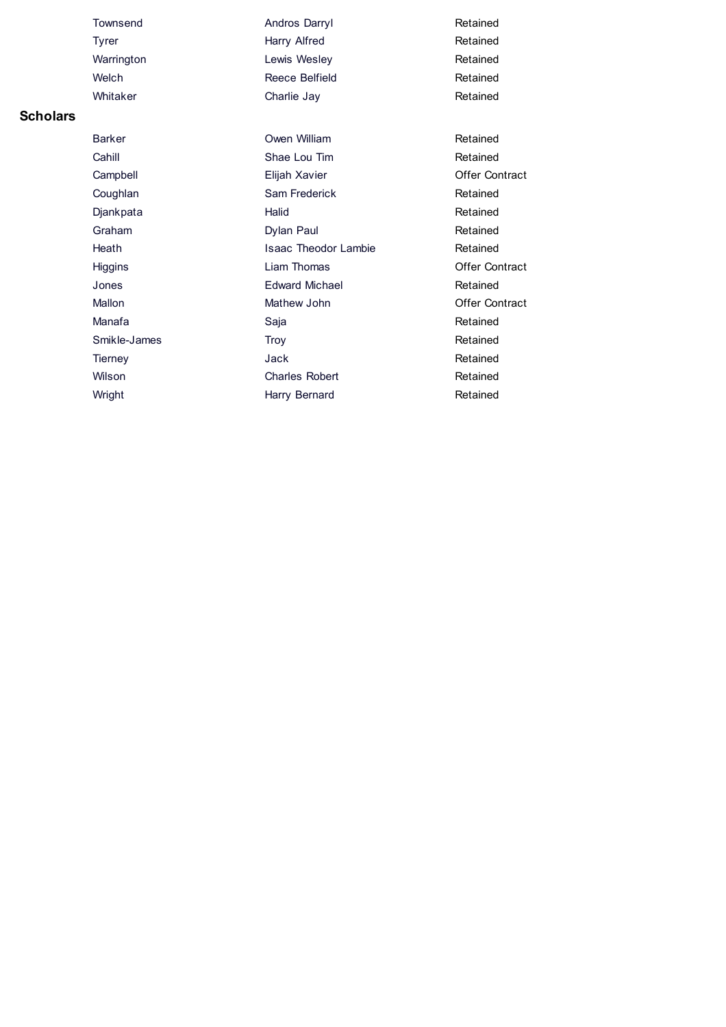| | | |
|---|---|---|
| Townsend | Andros Darryl | Retained |
| Tyrer | Harry Alfred | Retained |
| Warrington | Lewis Wesley | Retained |
| Welch | Reece Belfield | Retained |
| Whitaker | Charlie Jay | Retained |

**Scholars**

| | | |
|---|---|---|
| Barker | Owen William | Retained |
| Cahill | Shae Lou Tim | Retained |
| Campbell | Elijah Xavier | Offer Contract |
| Coughlan | Sam Frederick | Retained |
| Djankpata | Halid | Retained |
| Graham | Dylan Paul | Retained |
| Heath | Isaac Theodor Lambie | Retained |
| Higgins | Liam Thomas | Offer Contract |
| Jones | Edward Michael | Retained |
| Mallon | Mathew John | Offer Contract |
| Manafa | Saja | Retained |
| Smikle-James | Troy | Retained |
| Tierney | Jack | Retained |
| Wilson | Charles Robert | Retained |
| Wright | Harry Bernard | Retained |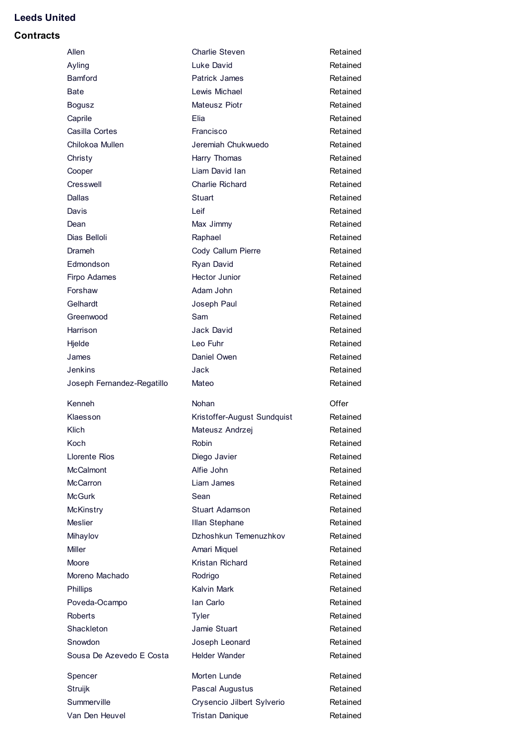## Leeds United

### Contracts

| | | |
|---|---|---|
| Allen | Charlie Steven | Retained |
| Ayling | Luke David | Retained |
| Bamford | Patrick James | Retained |
| Bate | Lewis Michael | Retained |
| Bogusz | Mateusz Piotr | Retained |
| Caprile | Elia | Retained |
| Casilla Cortes | Francisco | Retained |
| Chilokoa Mullen | Jeremiah Chukwuedo | Retained |
| Christy | Harry Thomas | Retained |
| Cooper | Liam David Ian | Retained |
| Cresswell | Charlie Richard | Retained |
| Dallas | Stuart | Retained |
| Davis | Leif | Retained |
| Dean | Max Jimmy | Retained |
| Dias Belloli | Raphael | Retained |
| Drameh | Cody Callum Pierre | Retained |
| Edmondson | Ryan David | Retained |
| Firpo Adames | Hector Junior | Retained |
| Forshaw | Adam John | Retained |
| Gelhardt | Joseph Paul | Retained |
| Greenwood | Sam | Retained |
| Harrison | Jack David | Retained |
| Hjelde | Leo Fuhr | Retained |
| James | Daniel Owen | Retained |
| Jenkins | Jack | Retained |
| Joseph Fernandez-Regatillo | Mateo | Retained |
| Kenneh | Nohan | Offer |
| Klaesson | Kristoffer-August Sundquist | Retained |
| Klich | Mateusz Andrzej | Retained |
| Koch | Robin | Retained |
| Llorente Rios | Diego Javier | Retained |
| McCalmont | Alfie John | Retained |
| McCarron | Liam James | Retained |
| McGurk | Sean | Retained |
| McKinstry | Stuart Adamson | Retained |
| Meslier | Illan Stephane | Retained |
| Mihaylov | Dzhoshkun Temenuzhkov | Retained |
| Miller | Amari Miquel | Retained |
| Moore | Kristan Richard | Retained |
| Moreno Machado | Rodrigo | Retained |
| Phillips | Kalvin Mark | Retained |
| Poveda-Ocampo | Ian Carlo | Retained |
| Roberts | Tyler | Retained |
| Shackleton | Jamie Stuart | Retained |
| Snowdon | Joseph Leonard | Retained |
| Sousa De Azevedo E Costa | Helder Wander | Retained |
| Spencer | Morten Lunde | Retained |
| Struijk | Pascal Augustus | Retained |
| Summerville | Crysencio Jilbert Sylverio | Retained |
| Van Den Heuvel | Tristan Danique | Retained |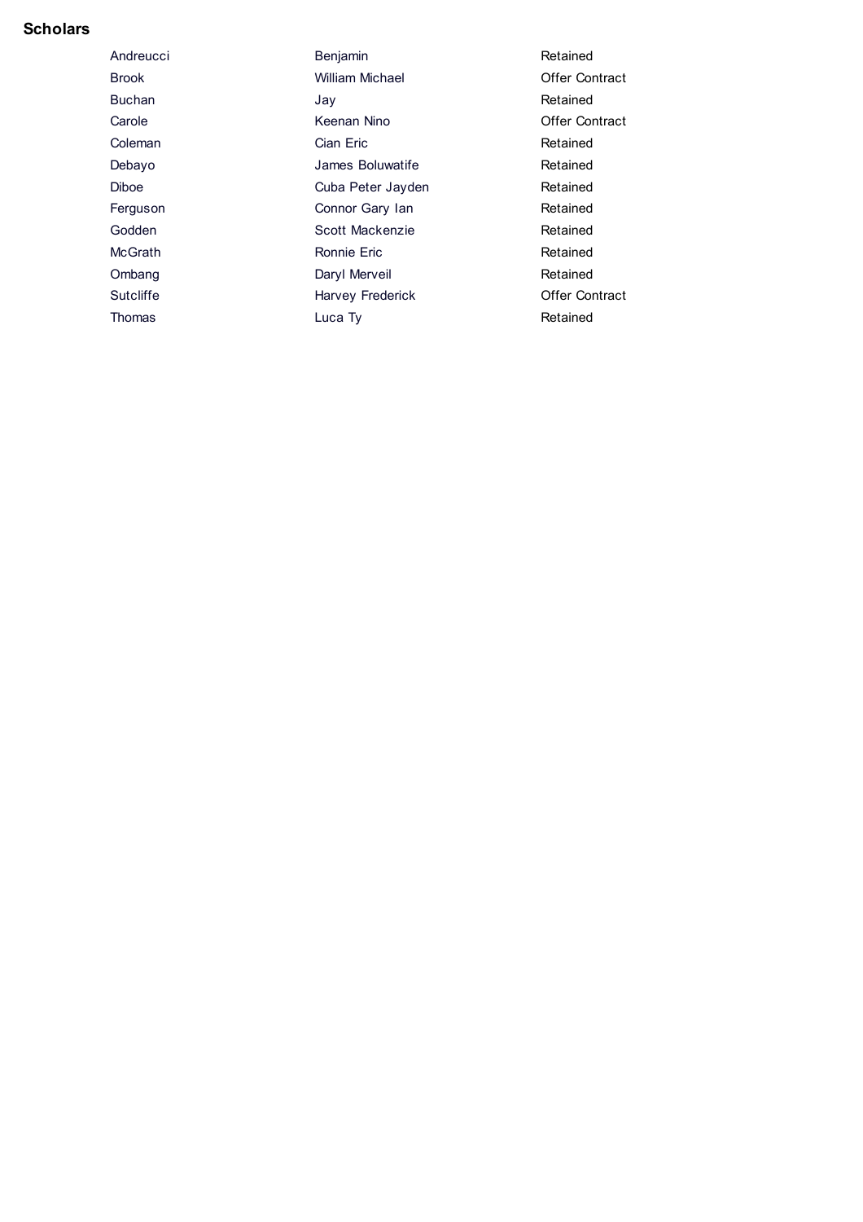**Scholars**

| | | |
|---|---|---|
| Andreucci | Benjamin | Retained |
| Brook | William Michael | Offer Contract |
| Buchan | Jay | Retained |
| Carole | Keenan Nino | Offer Contract |
| Coleman | Cian Eric | Retained |
| Debayo | James Boluwatife | Retained |
| Diboe | Cuba Peter Jayden | Retained |
| Ferguson | Connor Gary Ian | Retained |
| Godden | Scott Mackenzie | Retained |
| McGrath | Ronnie Eric | Retained |
| Ombang | Daryl Merveil | Retained |
| Sutcliffe | Harvey Frederick | Offer Contract |
| Thomas | Luca Ty | Retained |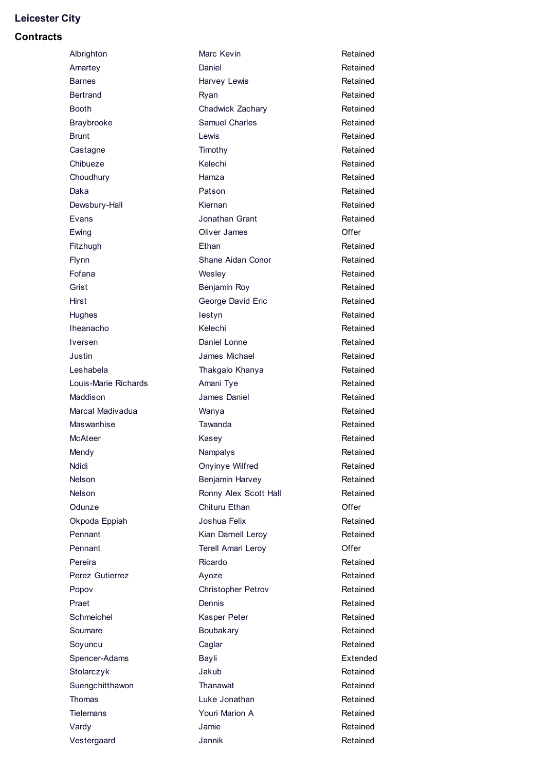## Leicester City

### Contracts

| | | |
|---|---|---|
| Albrighton | Marc Kevin | Retained |
| Amartey | Daniel | Retained |
| Barnes | Harvey Lewis | Retained |
| Bertrand | Ryan | Retained |
| Booth | Chadwick Zachary | Retained |
| Braybrooke | Samuel Charles | Retained |
| Brunt | Lewis | Retained |
| Castagne | Timothy | Retained |
| Chibueze | Kelechi | Retained |
| Choudhury | Hamza | Retained |
| Daka | Patson | Retained |
| Dewsbury-Hall | Kiernan | Retained |
| Evans | Jonathan Grant | Retained |
| Ewing | Oliver James | Offer |
| Fitzhugh | Ethan | Retained |
| Flynn | Shane Aidan Conor | Retained |
| Fofana | Wesley | Retained |
| Grist | Benjamin Roy | Retained |
| Hirst | George David Eric | Retained |
| Hughes | Iestyn | Retained |
| Iheanacho | Kelechi | Retained |
| Iversen | Daniel Lonne | Retained |
| Justin | James Michael | Retained |
| Leshabela | Thakgalo Khanya | Retained |
| Louis-Marie Richards | Amani Tye | Retained |
| Maddison | James Daniel | Retained |
| Marcal Madivadua | Wanya | Retained |
| Maswanhise | Tawanda | Retained |
| McAteer | Kasey | Retained |
| Mendy | Nampalys | Retained |
| Ndidi | Onyinye Wilfred | Retained |
| Nelson | Benjamin Harvey | Retained |
| Nelson | Ronny Alex Scott Hall | Retained |
| Odunze | Chituru Ethan | Offer |
| Okpoda Eppiah | Joshua Felix | Retained |
| Pennant | Kian Darnell Leroy | Retained |
| Pennant | Terell Amari Leroy | Offer |
| Pereira | Ricardo | Retained |
| Perez Gutierrez | Ayoze | Retained |
| Popov | Christopher Petrov | Retained |
| Praet | Dennis | Retained |
| Schmeichel | Kasper Peter | Retained |
| Soumare | Boubakary | Retained |
| Soyuncu | Caglar | Retained |
| Spencer-Adams | Bayli | Extended |
| Stolarczyk | Jakub | Retained |
| Suengchitthawon | Thanawat | Retained |
| Thomas | Luke Jonathan | Retained |
| Tielemans | Youri Marion A | Retained |
| Vardy | Jamie | Retained |
| Vestergaard | Jannik | Retained |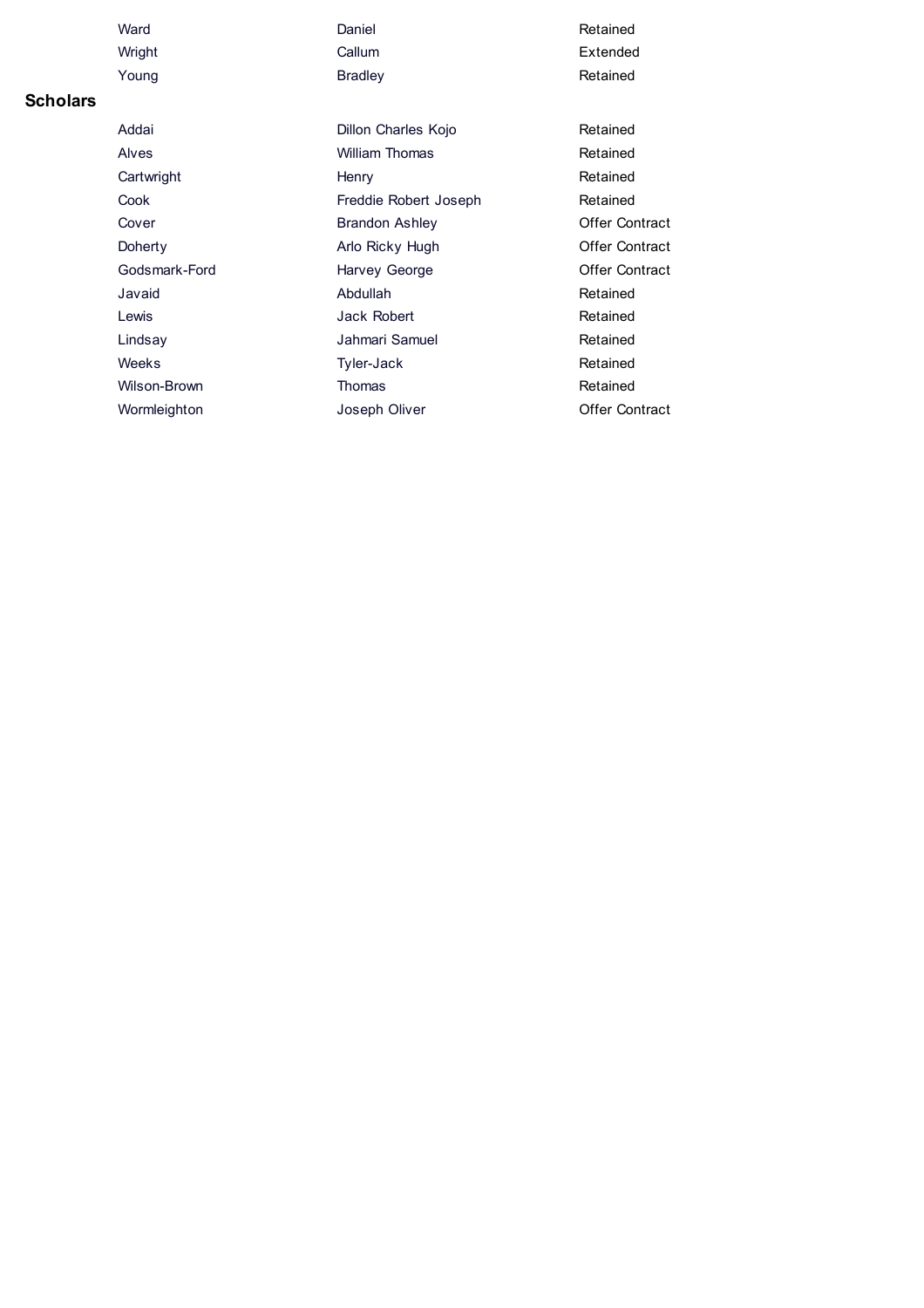| | | |
|---|---|---|
| Ward | Daniel | Retained |
| Wright | Callum | Extended |
| Young | Bradley | Retained |

**Scholars**

| | | |
|---|---|---|
| Addai | Dillon Charles Kojo | Retained |
| Alves | William Thomas | Retained |
| Cartwright | Henry | Retained |
| Cook | Freddie Robert Joseph | Retained |
| Cover | Brandon Ashley | Offer Contract |
| Doherty | Arlo Ricky Hugh | Offer Contract |
| Godsmark-Ford | Harvey George | Offer Contract |
| Javaid | Abdullah | Retained |
| Lewis | Jack Robert | Retained |
| Lindsay | Jahmari Samuel | Retained |
| Weeks | Tyler-Jack | Retained |
| Wilson-Brown | Thomas | Retained |
| Wormleighton | Joseph Oliver | Offer Contract |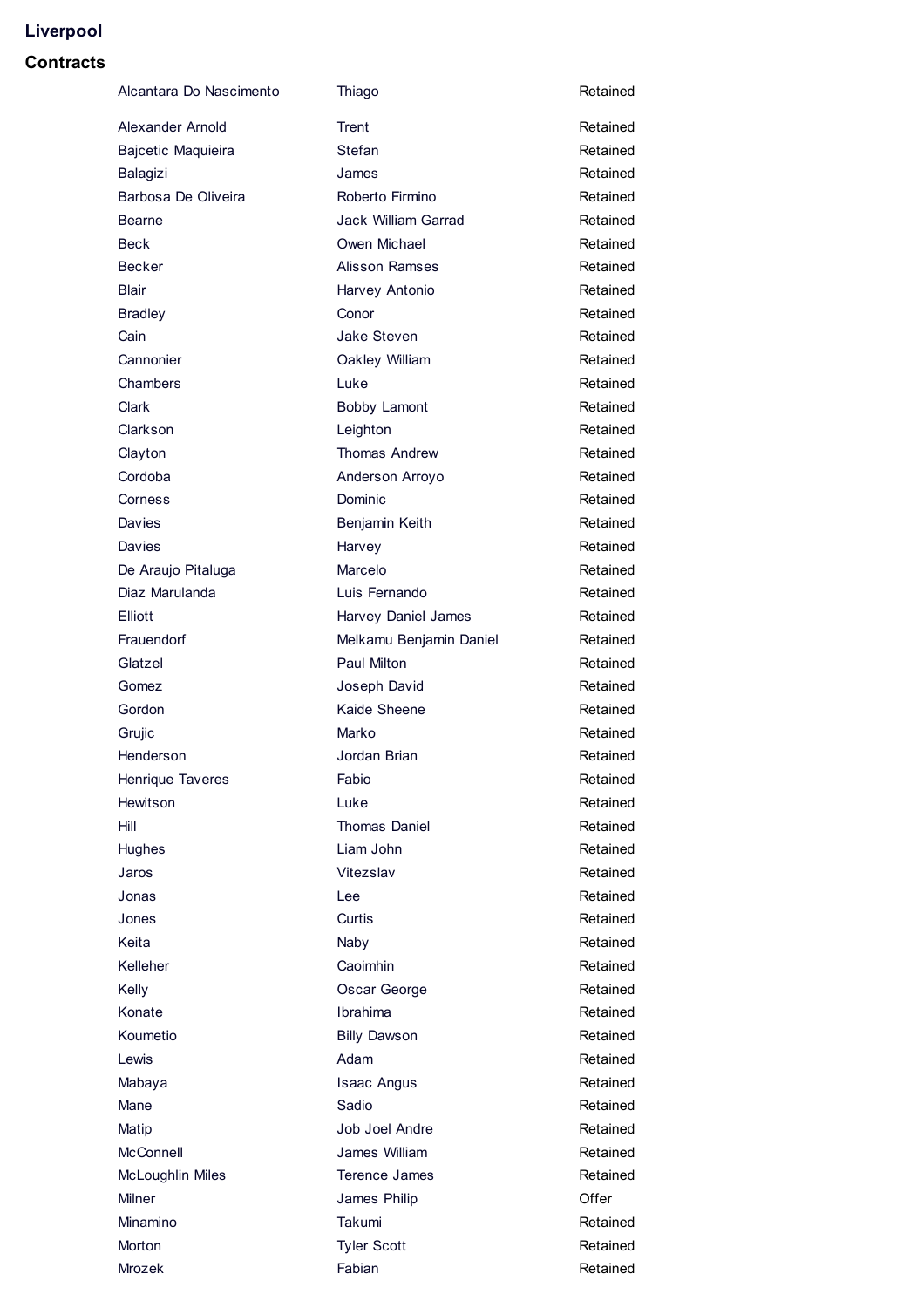**Liverpool**

**Contracts**

| | | |
|---|---|---|
| Alcantara Do Nascimento | Thiago | Retained |
| Alexander Arnold | Trent | Retained |
| Bajcetic Maquieira | Stefan | Retained |
| Balagizi | James | Retained |
| Barbosa De Oliveira | Roberto Firmino | Retained |
| Bearne | Jack William Garrad | Retained |
| Beck | Owen Michael | Retained |
| Becker | Alisson Ramses | Retained |
| Blair | Harvey Antonio | Retained |
| Bradley | Conor | Retained |
| Cain | Jake Steven | Retained |
| Cannonier | Oakley William | Retained |
| Chambers | Luke | Retained |
| Clark | Bobby Lamont | Retained |
| Clarkson | Leighton | Retained |
| Clayton | Thomas Andrew | Retained |
| Cordoba | Anderson Arroyo | Retained |
| Corness | Dominic | Retained |
| Davies | Benjamin Keith | Retained |
| Davies | Harvey | Retained |
| De Araujo Pitaluga | Marcelo | Retained |
| Diaz Marulanda | Luis Fernando | Retained |
| Elliott | Harvey Daniel James | Retained |
| Frauendorf | Melkamu Benjamin Daniel | Retained |
| Glatzel | Paul Milton | Retained |
| Gomez | Joseph David | Retained |
| Gordon | Kaide Sheene | Retained |
| Grujic | Marko | Retained |
| Henderson | Jordan Brian | Retained |
| Henrique Taveres | Fabio | Retained |
| Hewitson | Luke | Retained |
| Hill | Thomas Daniel | Retained |
| Hughes | Liam John | Retained |
| Jaros | Vitezslav | Retained |
| Jonas | Lee | Retained |
| Jones | Curtis | Retained |
| Keita | Naby | Retained |
| Kelleher | Caoimhin | Retained |
| Kelly | Oscar George | Retained |
| Konate | Ibrahima | Retained |
| Koumetio | Billy Dawson | Retained |
| Lewis | Adam | Retained |
| Mabaya | Isaac Angus | Retained |
| Mane | Sadio | Retained |
| Matip | Job Joel Andre | Retained |
| McConnell | James William | Retained |
| McLoughlin Miles | Terence James | Retained |
| Milner | James Philip | Offer |
| Minamino | Takumi | Retained |
| Morton | Tyler Scott | Retained |
| Mrozek | Fabian | Retained |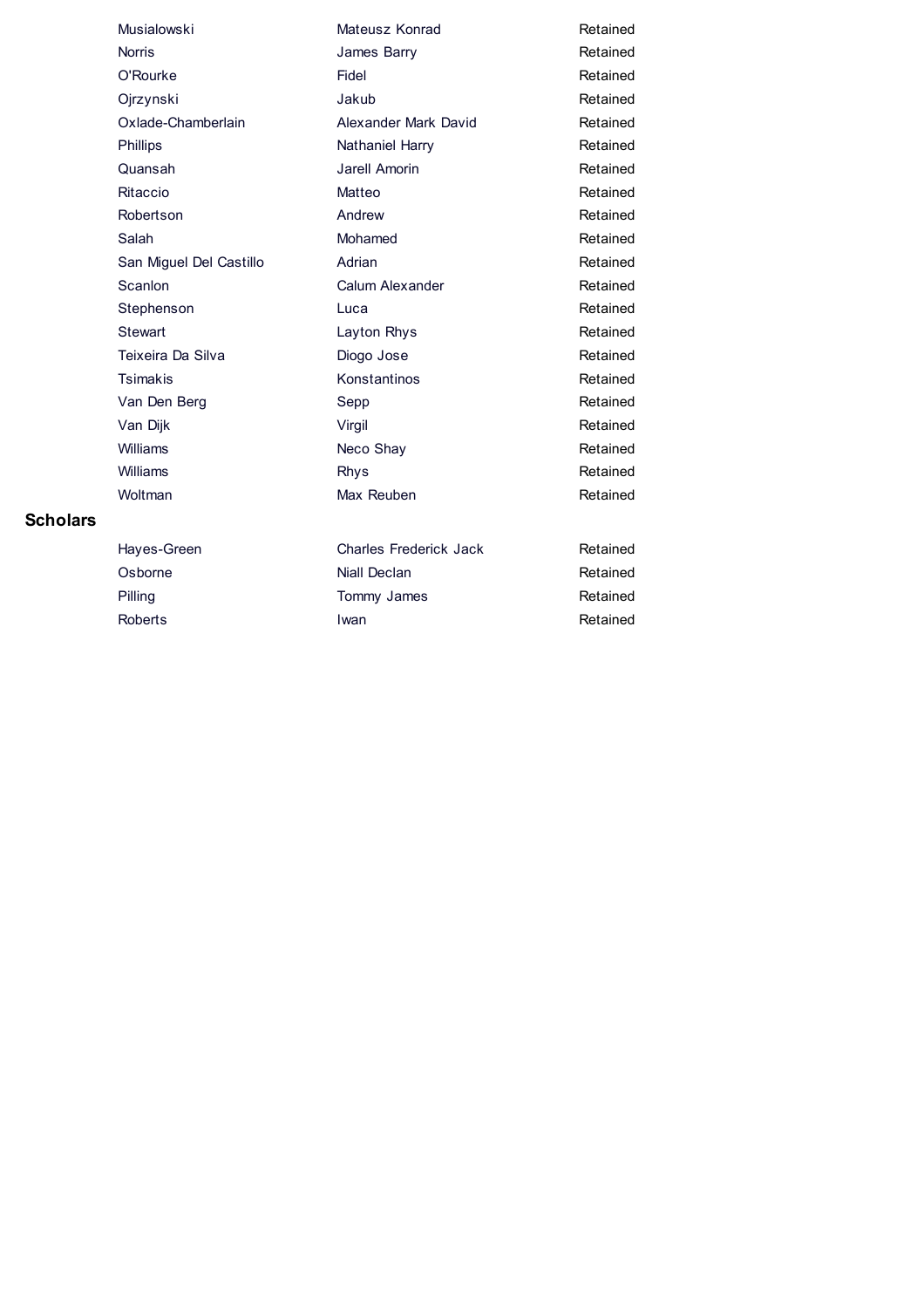| | | |
|---|---|---|
| Musialowski | Mateusz Konrad | Retained |
| Norris | James Barry | Retained |
| O'Rourke | Fidel | Retained |
| Ojrzynski | Jakub | Retained |
| Oxlade-Chamberlain | Alexander Mark David | Retained |
| Phillips | Nathaniel Harry | Retained |
| Quansah | Jarell Amorin | Retained |
| Ritaccio | Matteo | Retained |
| Robertson | Andrew | Retained |
| Salah | Mohamed | Retained |
| San Miguel Del Castillo | Adrian | Retained |
| Scanlon | Calum Alexander | Retained |
| Stephenson | Luca | Retained |
| Stewart | Layton Rhys | Retained |
| Teixeira Da Silva | Diogo Jose | Retained |
| Tsimakis | Konstantinos | Retained |
| Van Den Berg | Sepp | Retained |
| Van Dijk | Virgil | Retained |
| Williams | Neco Shay | Retained |
| Williams | Rhys | Retained |
| Woltman | Max Reuben | Retained |

**Scholars**

| | | |
|---|---|---|
| Hayes-Green | Charles Frederick Jack | Retained |
| Osborne | Niall Declan | Retained |
| Pilling | Tommy James | Retained |
| Roberts | Iwan | Retained |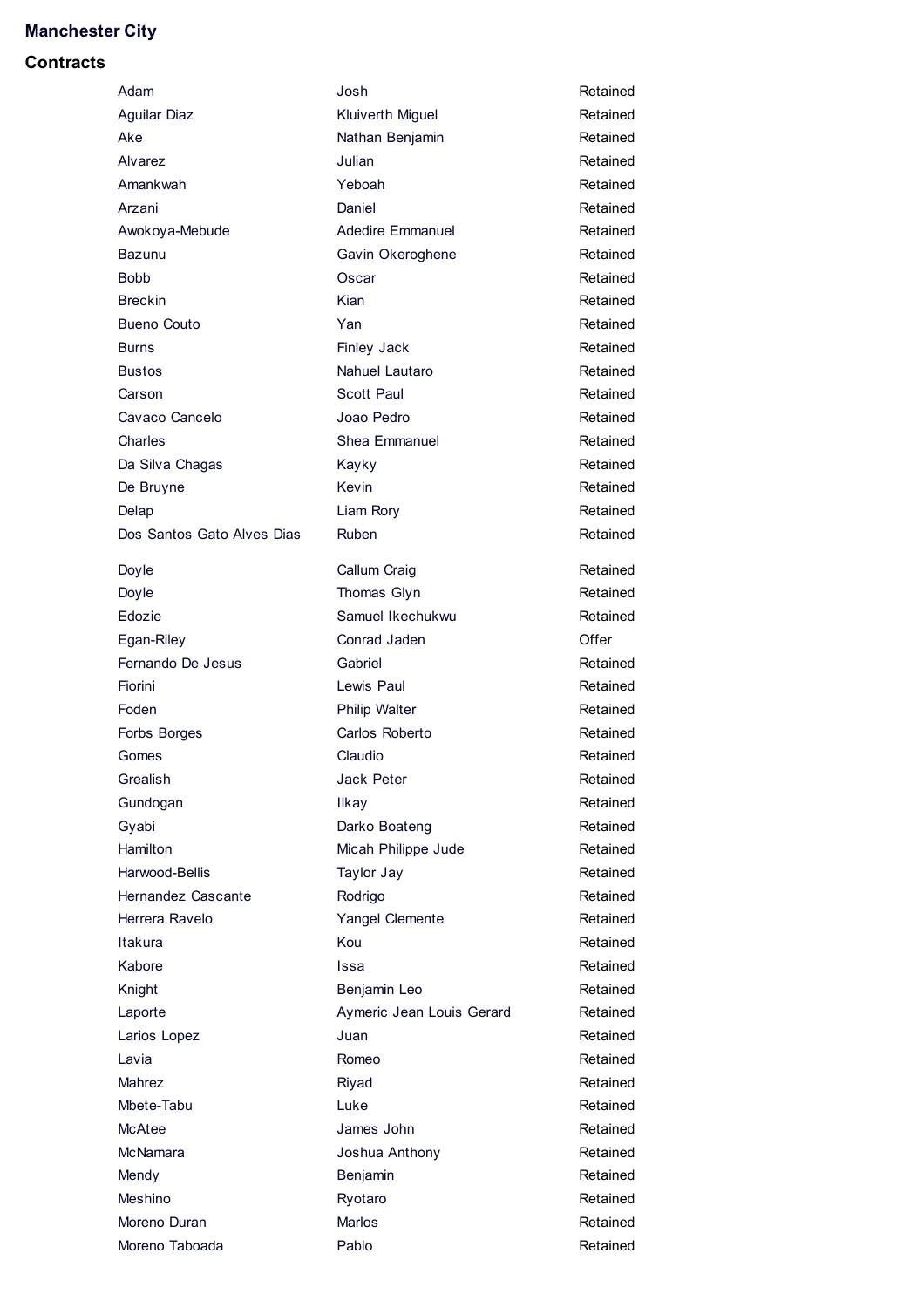**Manchester City**

**Contracts**

| | | |
|---|---|---|
| Adam | Josh | Retained |
| Aguilar Diaz | Kluiverth Miguel | Retained |
| Ake | Nathan Benjamin | Retained |
| Alvarez | Julian | Retained |
| Amankwah | Yeboah | Retained |
| Arzani | Daniel | Retained |
| Awokoya-Mebude | Adedire Emmanuel | Retained |
| Bazunu | Gavin Okeroghene | Retained |
| Bobb | Oscar | Retained |
| Breckin | Kian | Retained |
| Bueno Couto | Yan | Retained |
| Burns | Finley Jack | Retained |
| Bustos | Nahuel Lautaro | Retained |
| Carson | Scott Paul | Retained |
| Cavaco Cancelo | Joao Pedro | Retained |
| Charles | Shea Emmanuel | Retained |
| Da Silva Chagas | Kayky | Retained |
| De Bruyne | Kevin | Retained |
| Delap | Liam Rory | Retained |
| Dos Santos Gato Alves Dias | Ruben | Retained |
| Doyle | Callum Craig | Retained |
| Doyle | Thomas Glyn | Retained |
| Edozie | Samuel Ikechukwu | Retained |
| Egan-Riley | Conrad Jaden | Offer |
| Fernando De Jesus | Gabriel | Retained |
| Fiorini | Lewis Paul | Retained |
| Foden | Philip Walter | Retained |
| Forbs Borges | Carlos Roberto | Retained |
| Gomes | Claudio | Retained |
| Grealish | Jack Peter | Retained |
| Gundogan | Ilkay | Retained |
| Gyabi | Darko Boateng | Retained |
| Hamilton | Micah Philippe Jude | Retained |
| Harwood-Bellis | Taylor Jay | Retained |
| Hernandez Cascante | Rodrigo | Retained |
| Herrera Ravelo | Yangel Clemente | Retained |
| Itakura | Kou | Retained |
| Kabore | Issa | Retained |
| Knight | Benjamin Leo | Retained |
| Laporte | Aymeric Jean Louis Gerard | Retained |
| Larios Lopez | Juan | Retained |
| Lavia | Romeo | Retained |
| Mahrez | Riyad | Retained |
| Mbete-Tabu | Luke | Retained |
| McAtee | James John | Retained |
| McNamara | Joshua Anthony | Retained |
| Mendy | Benjamin | Retained |
| Meshino | Ryotaro | Retained |
| Moreno Duran | Marlos | Retained |
| Moreno Taboada | Pablo | Retained |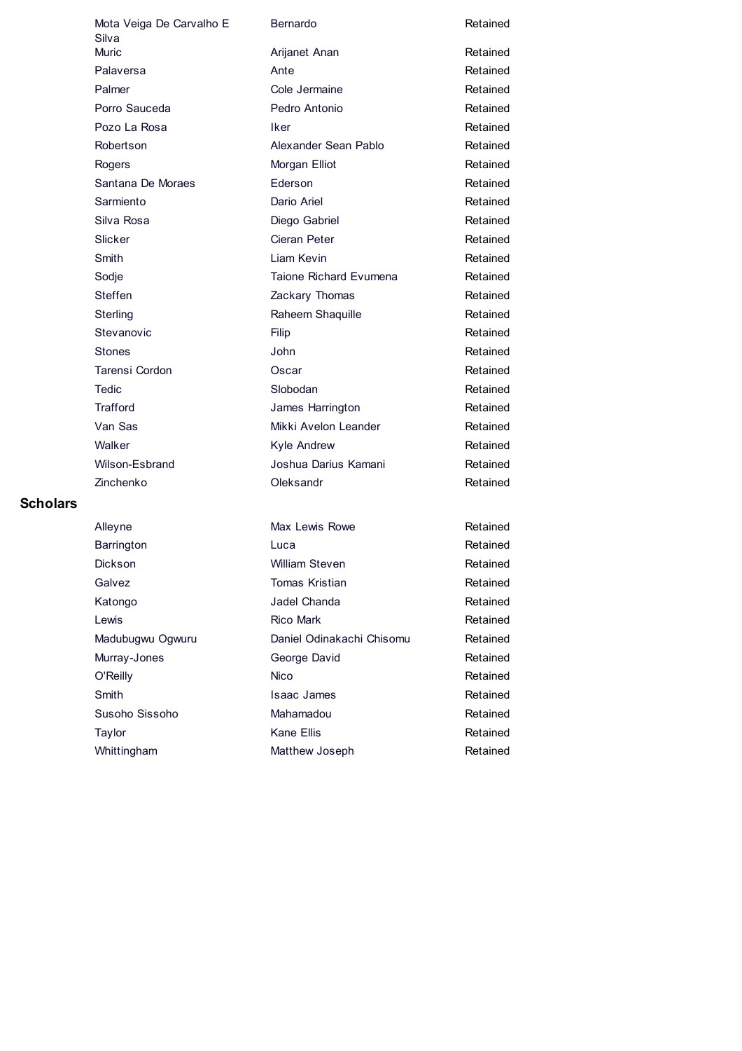| | | |
|---|---|---|
| Mota Veiga De Carvalho E Silva | Bernardo | Retained |
| Muric | Arijanet Anan | Retained |
| Palaversa | Ante | Retained |
| Palmer | Cole Jermaine | Retained |
| Porro Sauceda | Pedro Antonio | Retained |
| Pozo La Rosa | Iker | Retained |
| Robertson | Alexander Sean Pablo | Retained |
| Rogers | Morgan Elliot | Retained |
| Santana De Moraes | Ederson | Retained |
| Sarmiento | Dario Ariel | Retained |
| Silva Rosa | Diego Gabriel | Retained |
| Slicker | Cieran Peter | Retained |
| Smith | Liam Kevin | Retained |
| Sodje | Taione Richard Evumena | Retained |
| Steffen | Zackary Thomas | Retained |
| Sterling | Raheem Shaquille | Retained |
| Stevanovic | Filip | Retained |
| Stones | John | Retained |
| Tarensi Cordon | Oscar | Retained |
| Tedic | Slobodan | Retained |
| Trafford | James Harrington | Retained |
| Van Sas | Mikki Avelon Leander | Retained |
| Walker | Kyle Andrew | Retained |
| Wilson-Esbrand | Joshua Darius Kamani | Retained |
| Zinchenko | Oleksandr | Retained |

**Scholars**

| | | |
|---|---|---|
| Alleyne | Max Lewis Rowe | Retained |
| Barrington | Luca | Retained |
| Dickson | William Steven | Retained |
| Galvez | Tomas Kristian | Retained |
| Katongo | Jadel Chanda | Retained |
| Lewis | Rico Mark | Retained |
| Madubugwu Ogwuru | Daniel Odinakachi Chisomu | Retained |
| Murray-Jones | George David | Retained |
| O'Reilly | Nico | Retained |
| Smith | Isaac James | Retained |
| Susoho Sissoho | Mahamadou | Retained |
| Taylor | Kane Ellis | Retained |
| Whittingham | Matthew Joseph | Retained |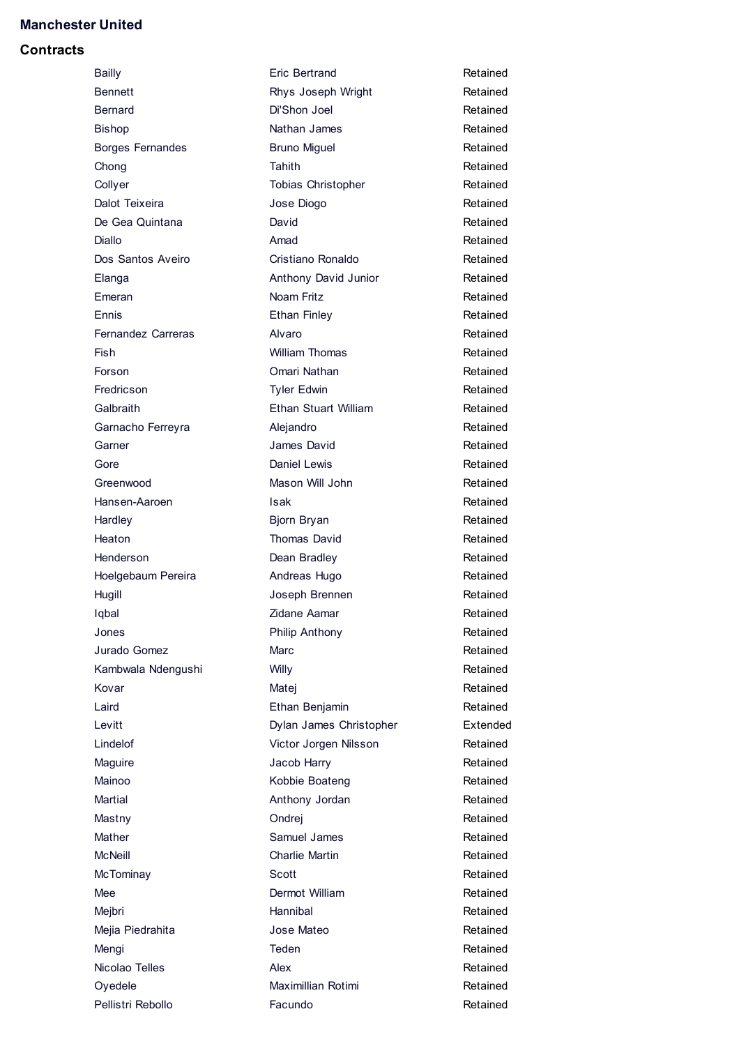### Manchester United

### Contracts

| | | |
|---|---|---|
| Bailly | Eric Bertrand | Retained |
| Bennett | Rhys Joseph Wright | Retained |
| Bernard | Di'Shon Joel | Retained |
| Bishop | Nathan James | Retained |
| Borges Fernandes | Bruno Miguel | Retained |
| Chong | Tahith | Retained |
| Collyer | Tobias Christopher | Retained |
| Dalot Teixeira | Jose Diogo | Retained |
| De Gea Quintana | David | Retained |
| Diallo | Amad | Retained |
| Dos Santos Aveiro | Cristiano Ronaldo | Retained |
| Elanga | Anthony David Junior | Retained |
| Emeran | Noam Fritz | Retained |
| Ennis | Ethan Finley | Retained |
| Fernandez Carreras | Alvaro | Retained |
| Fish | William Thomas | Retained |
| Forson | Omari Nathan | Retained |
| Fredricson | Tyler Edwin | Retained |
| Galbraith | Ethan Stuart William | Retained |
| Garnacho Ferreyra | Alejandro | Retained |
| Garner | James David | Retained |
| Gore | Daniel Lewis | Retained |
| Greenwood | Mason Will John | Retained |
| Hansen-Aaroen | Isak | Retained |
| Hardley | Bjorn Bryan | Retained |
| Heaton | Thomas David | Retained |
| Henderson | Dean Bradley | Retained |
| Hoelgebaum Pereira | Andreas Hugo | Retained |
| Hugill | Joseph Brennen | Retained |
| Iqbal | Zidane Aamar | Retained |
| Jones | Philip Anthony | Retained |
| Jurado Gomez | Marc | Retained |
| Kambwala Ndengushi | Willy | Retained |
| Kovar | Matej | Retained |
| Laird | Ethan Benjamin | Retained |
| Levitt | Dylan James Christopher | Extended |
| Lindelof | Victor Jorgen Nilsson | Retained |
| Maguire | Jacob Harry | Retained |
| Mainoo | Kobbie Boateng | Retained |
| Martial | Anthony Jordan | Retained |
| Mastny | Ondrej | Retained |
| Mather | Samuel James | Retained |
| McNeill | Charlie Martin | Retained |
| McTominay | Scott | Retained |
| Mee | Dermot William | Retained |
| Mejbri | Hannibal | Retained |
| Mejia Piedrahita | Jose Mateo | Retained |
| Mengi | Teden | Retained |
| Nicolao Telles | Alex | Retained |
| Oyedele | Maximillian Rotimi | Retained |
| Pellistri Rebollo | Facundo | Retained |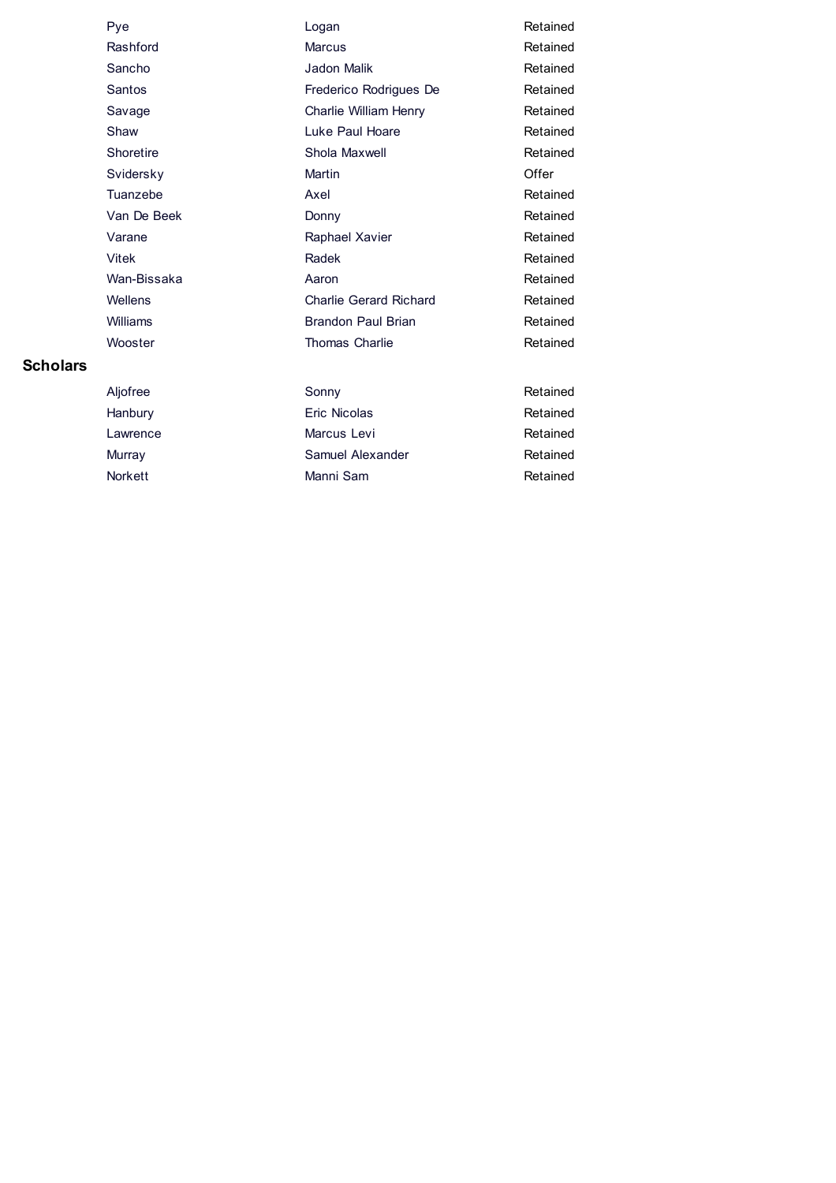| | | |
|---|---|---|
| Pye | Logan | Retained |
| Rashford | Marcus | Retained |
| Sancho | Jadon Malik | Retained |
| Santos | Frederico Rodrigues De | Retained |
| Savage | Charlie William Henry | Retained |
| Shaw | Luke Paul Hoare | Retained |
| Shoretire | Shola Maxwell | Retained |
| Svidersky | Martin | Offer |
| Tuanzebe | Axel | Retained |
| Van De Beek | Donny | Retained |
| Varane | Raphael Xavier | Retained |
| Vitek | Radek | Retained |
| Wan-Bissaka | Aaron | Retained |
| Wellens | Charlie Gerard Richard | Retained |
| Williams | Brandon Paul Brian | Retained |
| Wooster | Thomas Charlie | Retained |

**Scholars**

| | | |
|---|---|---|
| Aljofree | Sonny | Retained |
| Hanbury | Eric Nicolas | Retained |
| Lawrence | Marcus Levi | Retained |
| Murray | Samuel Alexander | Retained |
| Norkett | Manni Sam | Retained |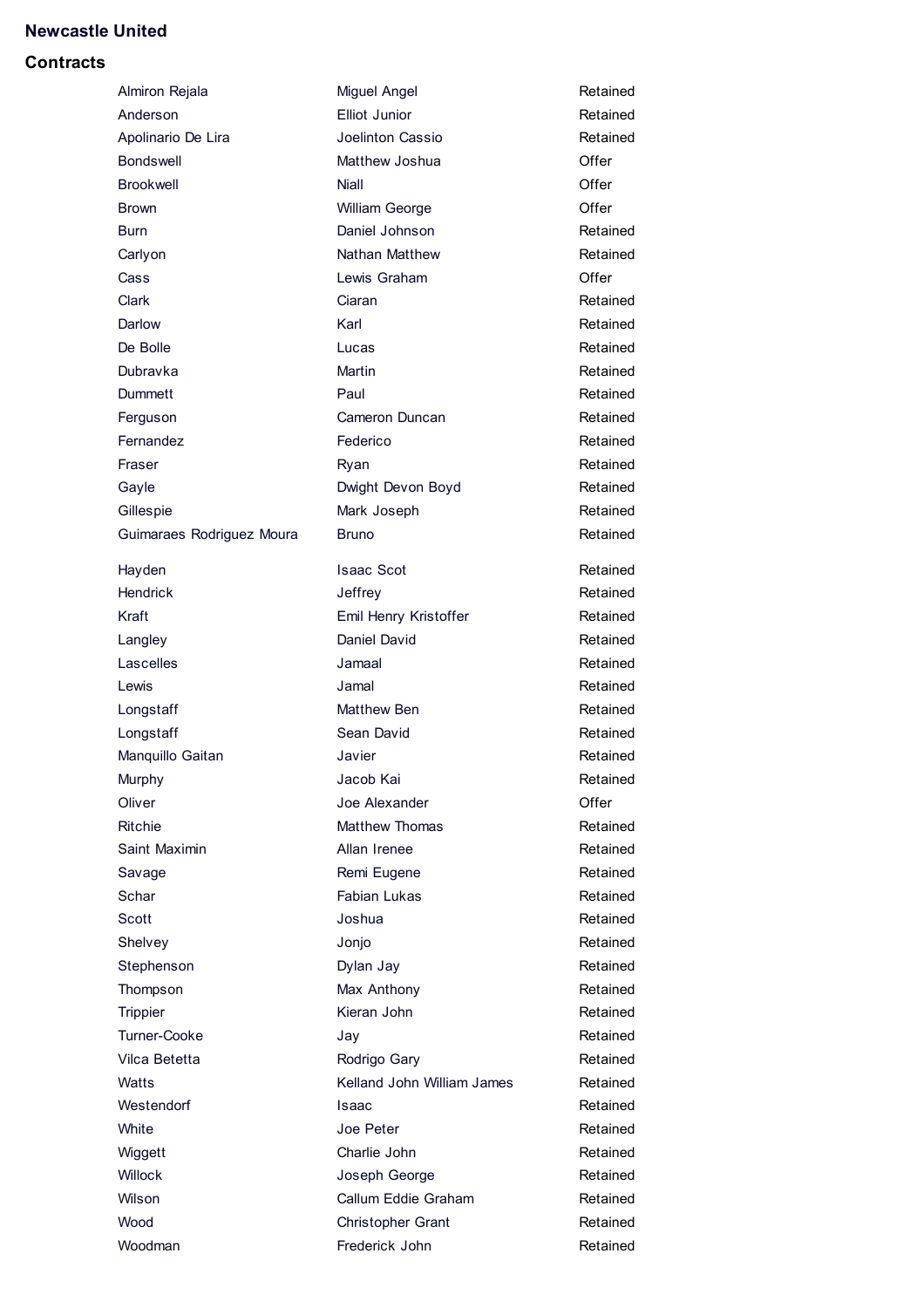## Newcastle United

### Contracts

| | | |
|---|---|---|
| Almiron Rejala | Miguel Angel | Retained |
| Anderson | Elliot Junior | Retained |
| Apolinario De Lira | Joelinton Cassio | Retained |
| Bondswell | Matthew Joshua | Offer |
| Brookwell | Niall | Offer |
| Brown | William George | Offer |
| Burn | Daniel Johnson | Retained |
| Carlyon | Nathan Matthew | Retained |
| Cass | Lewis Graham | Offer |
| Clark | Ciaran | Retained |
| Darlow | Karl | Retained |
| De Bolle | Lucas | Retained |
| Dubravka | Martin | Retained |
| Dummett | Paul | Retained |
| Ferguson | Cameron Duncan | Retained |
| Fernandez | Federico | Retained |
| Fraser | Ryan | Retained |
| Gayle | Dwight Devon Boyd | Retained |
| Gillespie | Mark Joseph | Retained |
| Guimaraes Rodriguez Moura | Bruno | Retained |
| Hayden | Isaac Scot | Retained |
| Hendrick | Jeffrey | Retained |
| Kraft | Emil Henry Kristoffer | Retained |
| Langley | Daniel David | Retained |
| Lascelles | Jamaal | Retained |
| Lewis | Jamal | Retained |
| Longstaff | Matthew Ben | Retained |
| Longstaff | Sean David | Retained |
| Manquillo Gaitan | Javier | Retained |
| Murphy | Jacob Kai | Retained |
| Oliver | Joe Alexander | Offer |
| Ritchie | Matthew Thomas | Retained |
| Saint Maximin | Allan Irenee | Retained |
| Savage | Remi Eugene | Retained |
| Schar | Fabian Lukas | Retained |
| Scott | Joshua | Retained |
| Shelvey | Jonjo | Retained |
| Stephenson | Dylan Jay | Retained |
| Thompson | Max Anthony | Retained |
| Trippier | Kieran John | Retained |
| Turner-Cooke | Jay | Retained |
| Vilca Betetta | Rodrigo Gary | Retained |
| Watts | Kelland John William James | Retained |
| Westendorf | Isaac | Retained |
| White | Joe Peter | Retained |
| Wiggett | Charlie John | Retained |
| Willock | Joseph George | Retained |
| Wilson | Callum Eddie Graham | Retained |
| Wood | Christopher Grant | Retained |
| Woodman | Frederick John | Retained |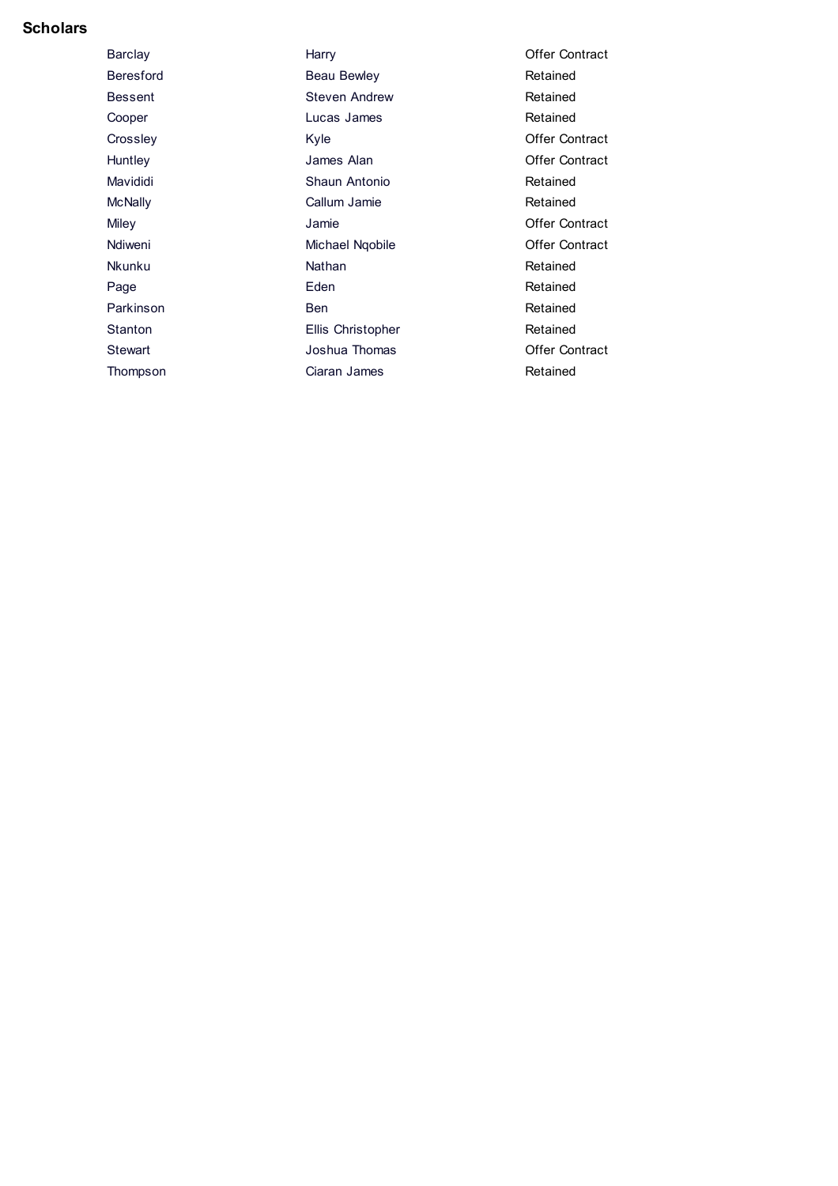**Scholars**

| | | |
|---|---|---|
| Barclay | Harry | Offer Contract |
| Beresford | Beau Bewley | Retained |
| Bessent | Steven Andrew | Retained |
| Cooper | Lucas James | Retained |
| Crossley | Kyle | Offer Contract |
| Huntley | James Alan | Offer Contract |
| Mavididi | Shaun Antonio | Retained |
| McNally | Callum Jamie | Retained |
| Miley | Jamie | Offer Contract |
| Ndiweni | Michael Nqobile | Offer Contract |
| Nkunku | Nathan | Retained |
| Page | Eden | Retained |
| Parkinson | Ben | Retained |
| Stanton | Ellis Christopher | Retained |
| Stewart | Joshua Thomas | Offer Contract |
| Thompson | Ciaran James | Retained |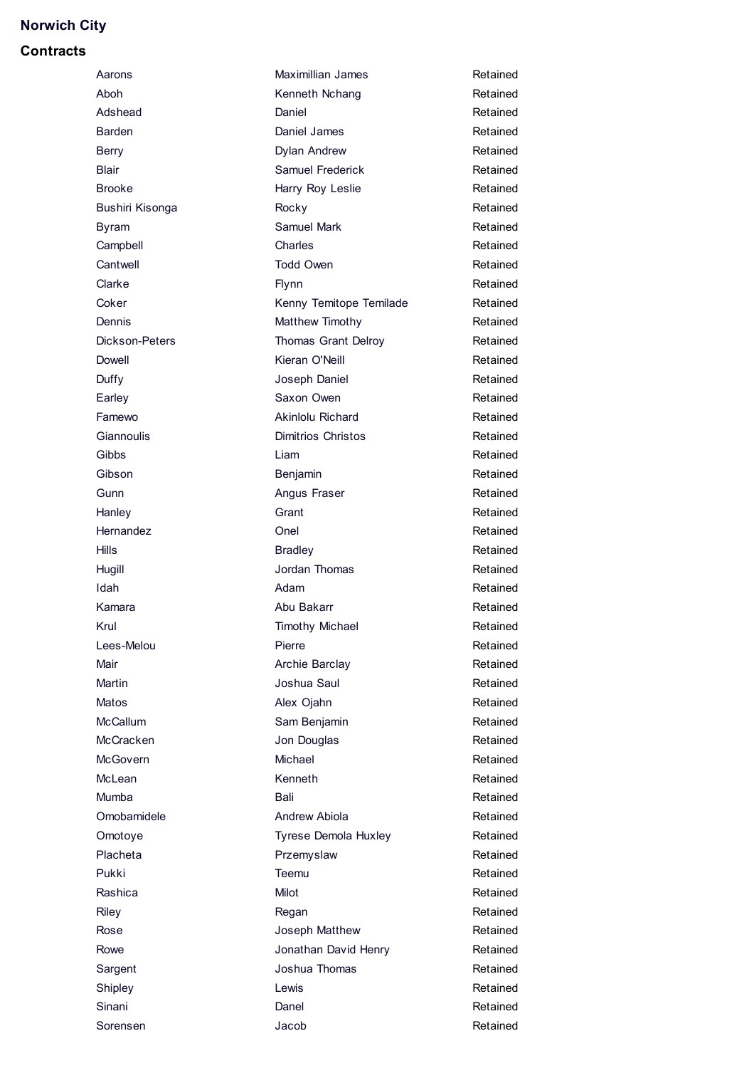**Norwich City**

**Contracts**

| | | |
|---|---|---|
| Aarons | Maximillian James | Retained |
| Aboh | Kenneth Nchang | Retained |
| Adshead | Daniel | Retained |
| Barden | Daniel James | Retained |
| Berry | Dylan Andrew | Retained |
| Blair | Samuel Frederick | Retained |
| Brooke | Harry Roy Leslie | Retained |
| Bushiri Kisonga | Rocky | Retained |
| Byram | Samuel Mark | Retained |
| Campbell | Charles | Retained |
| Cantwell | Todd Owen | Retained |
| Clarke | Flynn | Retained |
| Coker | Kenny Temitope Temilade | Retained |
| Dennis | Matthew Timothy | Retained |
| Dickson-Peters | Thomas Grant Delroy | Retained |
| Dowell | Kieran O'Neill | Retained |
| Duffy | Joseph Daniel | Retained |
| Earley | Saxon Owen | Retained |
| Famewo | Akinlolu Richard | Retained |
| Giannoulis | Dimitrios Christos | Retained |
| Gibbs | Liam | Retained |
| Gibson | Benjamin | Retained |
| Gunn | Angus Fraser | Retained |
| Hanley | Grant | Retained |
| Hernandez | Onel | Retained |
| Hills | Bradley | Retained |
| Hugill | Jordan Thomas | Retained |
| Idah | Adam | Retained |
| Kamara | Abu Bakarr | Retained |
| Krul | Timothy Michael | Retained |
| Lees-Melou | Pierre | Retained |
| Mair | Archie Barclay | Retained |
| Martin | Joshua Saul | Retained |
| Matos | Alex Ojahn | Retained |
| McCallum | Sam Benjamin | Retained |
| McCracken | Jon Douglas | Retained |
| McGovern | Michael | Retained |
| McLean | Kenneth | Retained |
| Mumba | Bali | Retained |
| Omobamidele | Andrew Abiola | Retained |
| Omotoye | Tyrese Demola Huxley | Retained |
| Placheta | Przemyslaw | Retained |
| Pukki | Teemu | Retained |
| Rashica | Milot | Retained |
| Riley | Regan | Retained |
| Rose | Joseph Matthew | Retained |
| Rowe | Jonathan David Henry | Retained |
| Sargent | Joshua Thomas | Retained |
| Shipley | Lewis | Retained |
| Sinani | Danel | Retained |
| Sorensen | Jacob | Retained |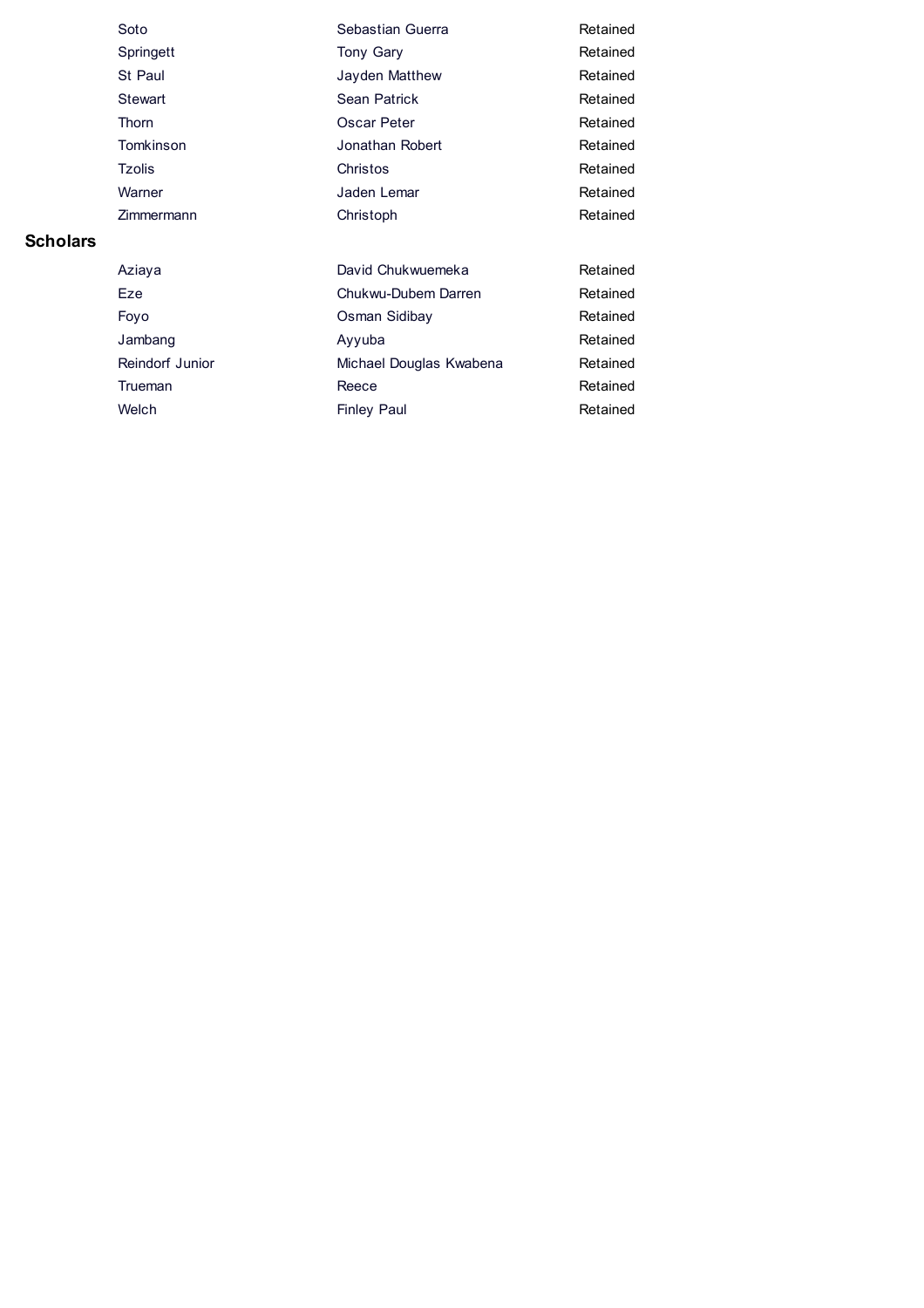| | | |
|---|---|---|
| Soto | Sebastian Guerra | Retained |
| Springett | Tony Gary | Retained |
| St Paul | Jayden Matthew | Retained |
| Stewart | Sean Patrick | Retained |
| Thorn | Oscar Peter | Retained |
| Tomkinson | Jonathan Robert | Retained |
| Tzolis | Christos | Retained |
| Warner | Jaden Lemar | Retained |
| Zimmermann | Christoph | Retained |

**Scholars**

| | | |
|---|---|---|
| Aziaya | David Chukwuemeka | Retained |
| Eze | Chukwu-Dubem Darren | Retained |
| Foyo | Osman Sidibay | Retained |
| Jambang | Ayyuba | Retained |
| Reindorf Junior | Michael Douglas Kwabena | Retained |
| Trueman | Reece | Retained |
| Welch | Finley Paul | Retained |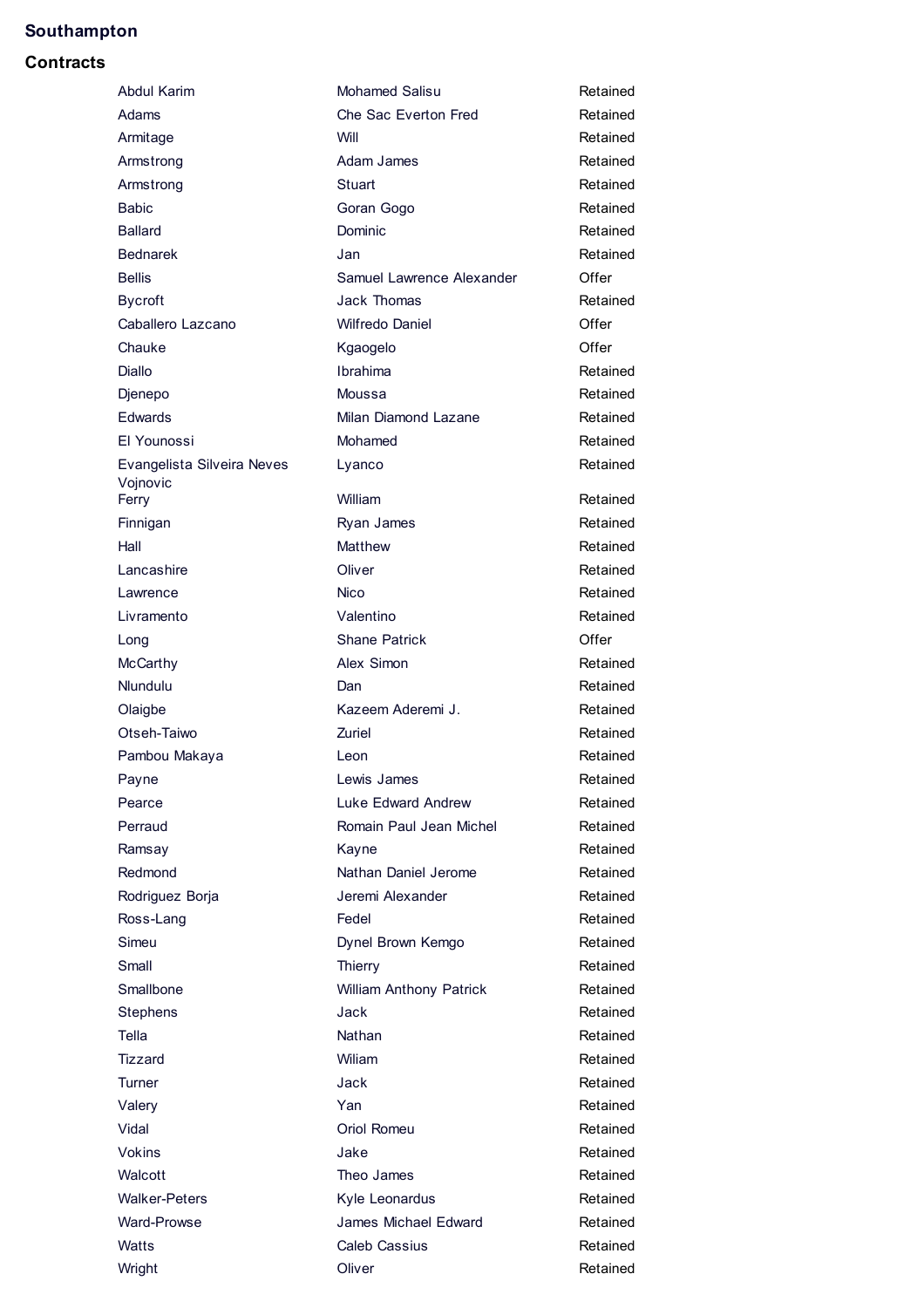**Southampton**

**Contracts**

| | | |
|---|---|---|
| Abdul Karim | Mohamed Salisu | Retained |
| Adams | Che Sac Everton Fred | Retained |
| Armitage | Will | Retained |
| Armstrong | Adam James | Retained |
| Armstrong | Stuart | Retained |
| Babic | Goran Gogo | Retained |
| Ballard | Dominic | Retained |
| Bednarek | Jan | Retained |
| Bellis | Samuel Lawrence Alexander | Offer |
| Bycroft | Jack Thomas | Retained |
| Caballero Lazcano | Wilfredo Daniel | Offer |
| Chauke | Kgaogelo | Offer |
| Diallo | Ibrahima | Retained |
| Djenepo | Moussa | Retained |
| Edwards | Milan Diamond Lazane | Retained |
| El Younossi | Mohamed | Retained |
| Evangelista Silveira Neves Vojnovic | Lyanco | Retained |
| Ferry | William | Retained |
| Finnigan | Ryan James | Retained |
| Hall | Matthew | Retained |
| Lancashire | Oliver | Retained |
| Lawrence | Nico | Retained |
| Livramento | Valentino | Retained |
| Long | Shane Patrick | Offer |
| McCarthy | Alex Simon | Retained |
| Nlundulu | Dan | Retained |
| Olaigbe | Kazeem Aderemi J. | Retained |
| Otseh-Taiwo | Zuriel | Retained |
| Pambou Makaya | Leon | Retained |
| Payne | Lewis James | Retained |
| Pearce | Luke Edward Andrew | Retained |
| Perraud | Romain Paul Jean Michel | Retained |
| Ramsay | Kayne | Retained |
| Redmond | Nathan Daniel Jerome | Retained |
| Rodriguez Borja | Jeremi Alexander | Retained |
| Ross-Lang | Fedel | Retained |
| Simeu | Dynel Brown Kemgo | Retained |
| Small | Thierry | Retained |
| Smallbone | William Anthony Patrick | Retained |
| Stephens | Jack | Retained |
| Tella | Nathan | Retained |
| Tizzard | Wiliam | Retained |
| Turner | Jack | Retained |
| Valery | Yan | Retained |
| Vidal | Oriol Romeu | Retained |
| Vokins | Jake | Retained |
| Walcott | Theo James | Retained |
| Walker-Peters | Kyle Leonardus | Retained |
| Ward-Prowse | James Michael Edward | Retained |
| Watts | Caleb Cassius | Retained |
| Wright | Oliver | Retained |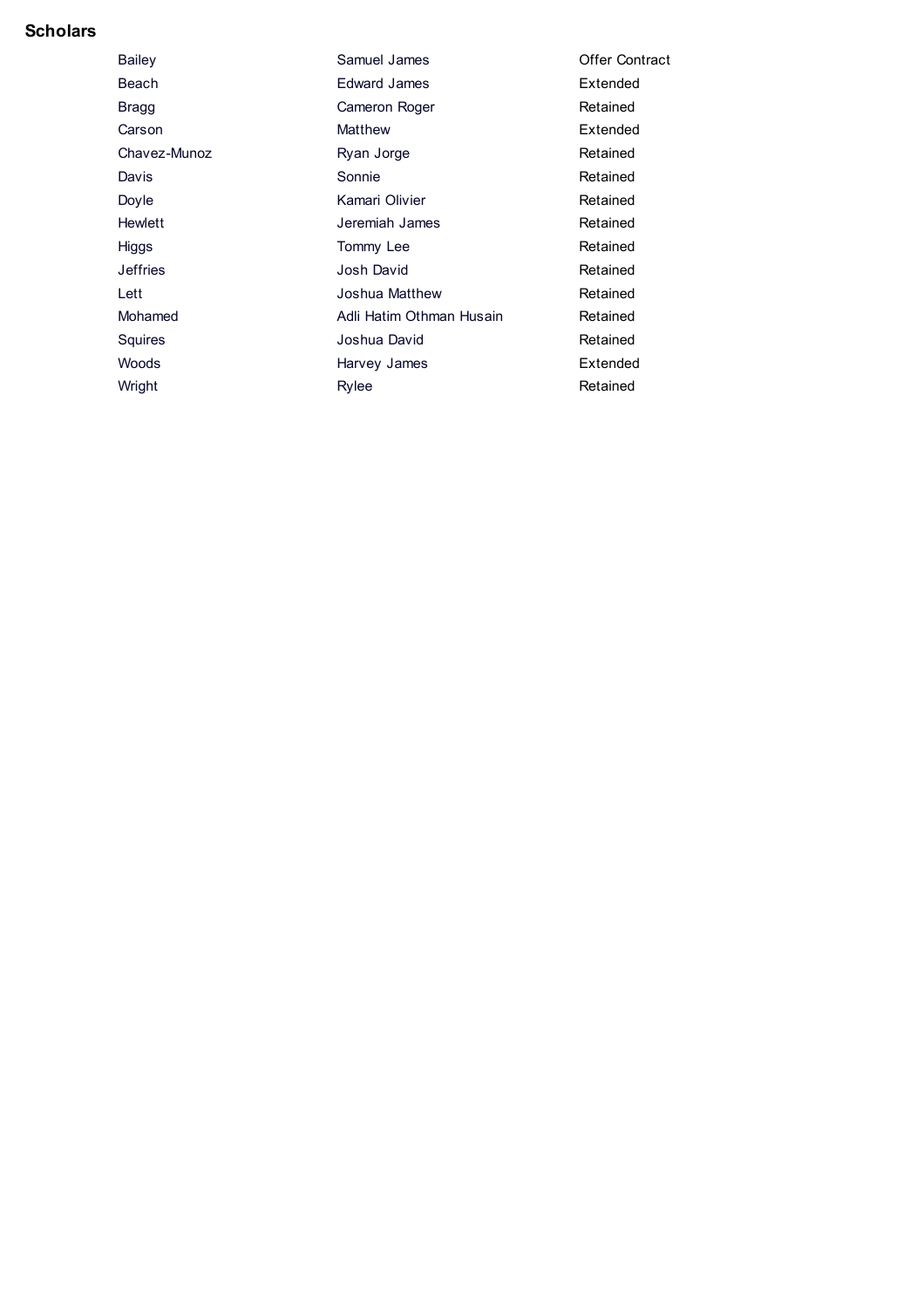### Scholars

| | | |
|---|---|---|
| Bailey | Samuel James | Offer Contract |
| Beach | Edward James | Extended |
| Bragg | Cameron Roger | Retained |
| Carson | Matthew | Extended |
| Chavez-Munoz | Ryan Jorge | Retained |
| Davis | Sonnie | Retained |
| Doyle | Kamari Olivier | Retained |
| Hewlett | Jeremiah James | Retained |
| Higgs | Tommy Lee | Retained |
| Jeffries | Josh David | Retained |
| Lett | Joshua Matthew | Retained |
| Mohamed | Adli Hatim Othman Husain | Retained |
| Squires | Joshua David | Retained |
| Woods | Harvey James | Extended |
| Wright | Rylee | Retained |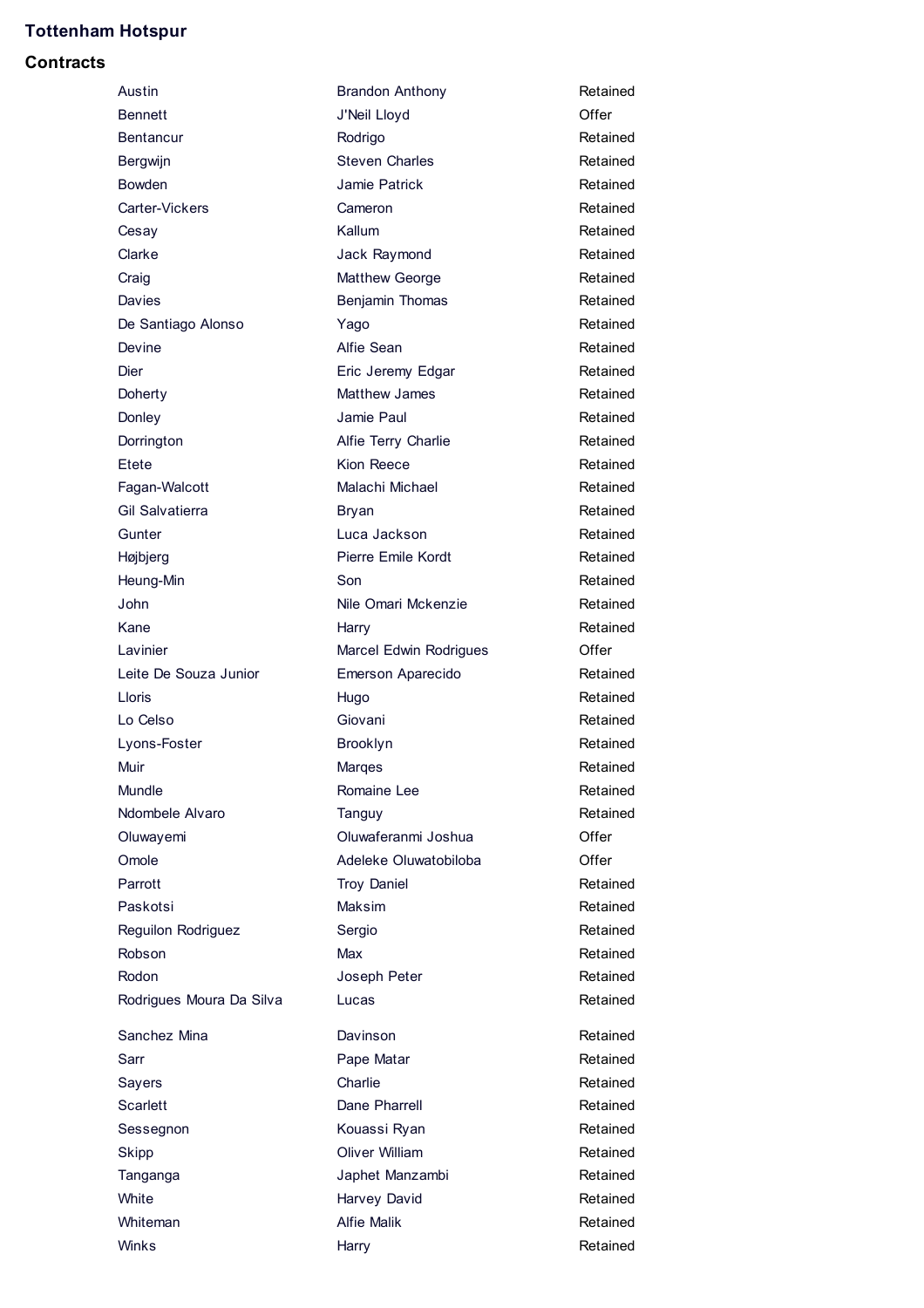## Tottenham Hotspur

### Contracts

| | | |
|---|---|---|
| Austin | Brandon Anthony | Retained |
| Bennett | J'Neil Lloyd | Offer |
| Bentancur | Rodrigo | Retained |
| Bergwijn | Steven Charles | Retained |
| Bowden | Jamie Patrick | Retained |
| Carter-Vickers | Cameron | Retained |
| Cesay | Kallum | Retained |
| Clarke | Jack Raymond | Retained |
| Craig | Matthew George | Retained |
| Davies | Benjamin Thomas | Retained |
| De Santiago Alonso | Yago | Retained |
| Devine | Alfie Sean | Retained |
| Dier | Eric Jeremy Edgar | Retained |
| Doherty | Matthew James | Retained |
| Donley | Jamie Paul | Retained |
| Dorrington | Alfie Terry Charlie | Retained |
| Etete | Kion Reece | Retained |
| Fagan-Walcott | Malachi Michael | Retained |
| Gil Salvatierra | Bryan | Retained |
| Gunter | Luca Jackson | Retained |
| Højbjerg | Pierre Emile Kordt | Retained |
| Heung-Min | Son | Retained |
| John | Nile Omari Mckenzie | Retained |
| Kane | Harry | Retained |
| Lavinier | Marcel Edwin Rodrigues | Offer |
| Leite De Souza Junior | Emerson Aparecido | Retained |
| Lloris | Hugo | Retained |
| Lo Celso | Giovani | Retained |
| Lyons-Foster | Brooklyn | Retained |
| Muir | Marqes | Retained |
| Mundle | Romaine Lee | Retained |
| Ndombele Alvaro | Tanguy | Retained |
| Oluwayemi | Oluwaferanmi Joshua | Offer |
| Omole | Adeleke Oluwatobiloba | Offer |
| Parrott | Troy Daniel | Retained |
| Paskotsi | Maksim | Retained |
| Reguilon Rodriguez | Sergio | Retained |
| Robson | Max | Retained |
| Rodon | Joseph Peter | Retained |
| Rodrigues Moura Da Silva | Lucas | Retained |
| Sanchez Mina | Davinson | Retained |
| Sarr | Pape Matar | Retained |
| Sayers | Charlie | Retained |
| Scarlett | Dane Pharrell | Retained |
| Sessegnon | Kouassi Ryan | Retained |
| Skipp | Oliver William | Retained |
| Tanganga | Japhet Manzambi | Retained |
| White | Harvey David | Retained |
| Whiteman | Alfie Malik | Retained |
| Winks | Harry | Retained |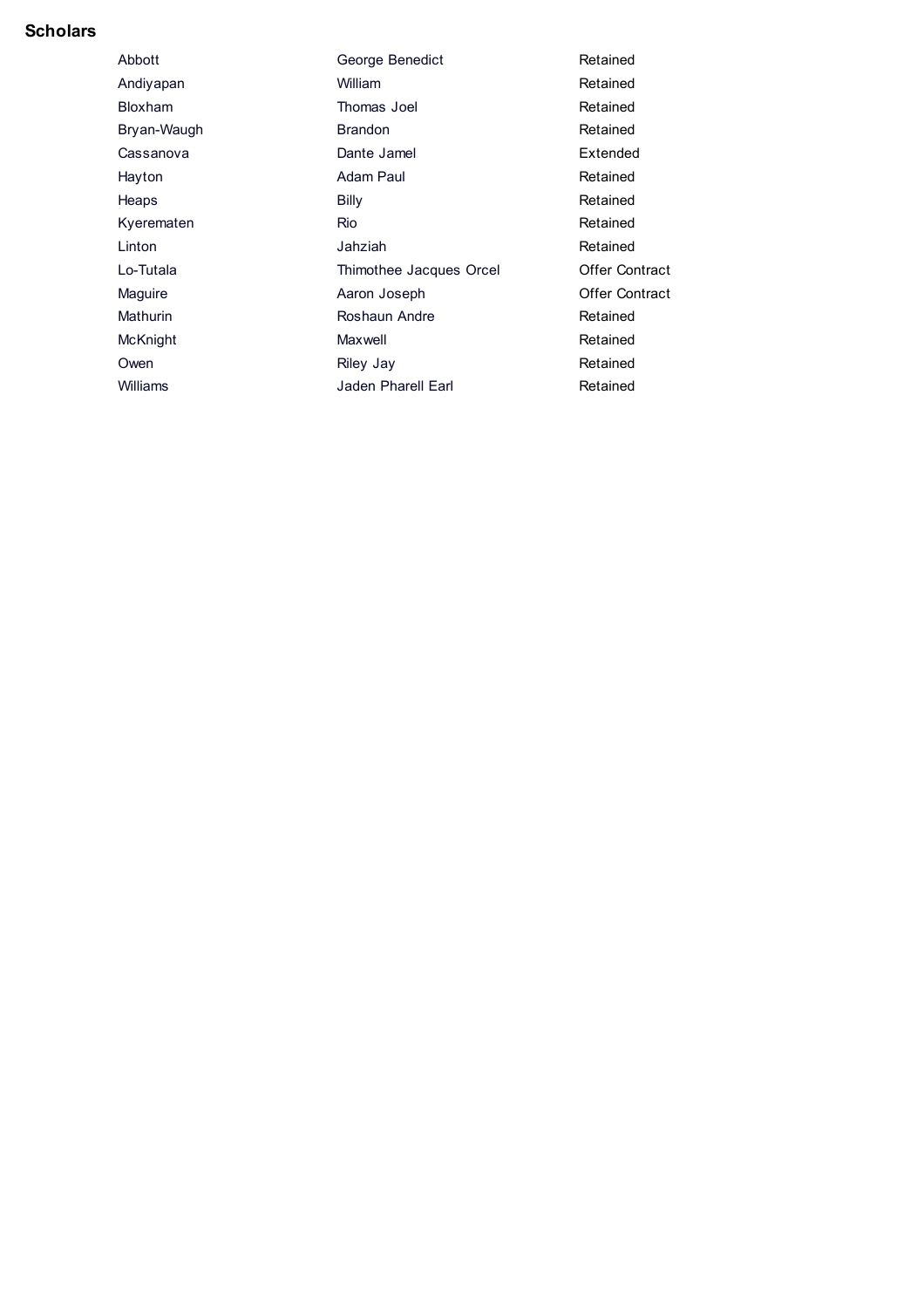**Scholars**

| | | |
|---|---|---|
| Abbott | George Benedict | Retained |
| Andiyapan | William | Retained |
| Bloxham | Thomas Joel | Retained |
| Bryan-Waugh | Brandon | Retained |
| Cassanova | Dante Jamel | Extended |
| Hayton | Adam Paul | Retained |
| Heaps | Billy | Retained |
| Kyerematen | Rio | Retained |
| Linton | Jahziah | Retained |
| Lo-Tutala | Thimothee Jacques Orcel | Offer Contract |
| Maguire | Aaron Joseph | Offer Contract |
| Mathurin | Roshaun Andre | Retained |
| McKnight | Maxwell | Retained |
| Owen | Riley Jay | Retained |
| Williams | Jaden Pharell Earl | Retained |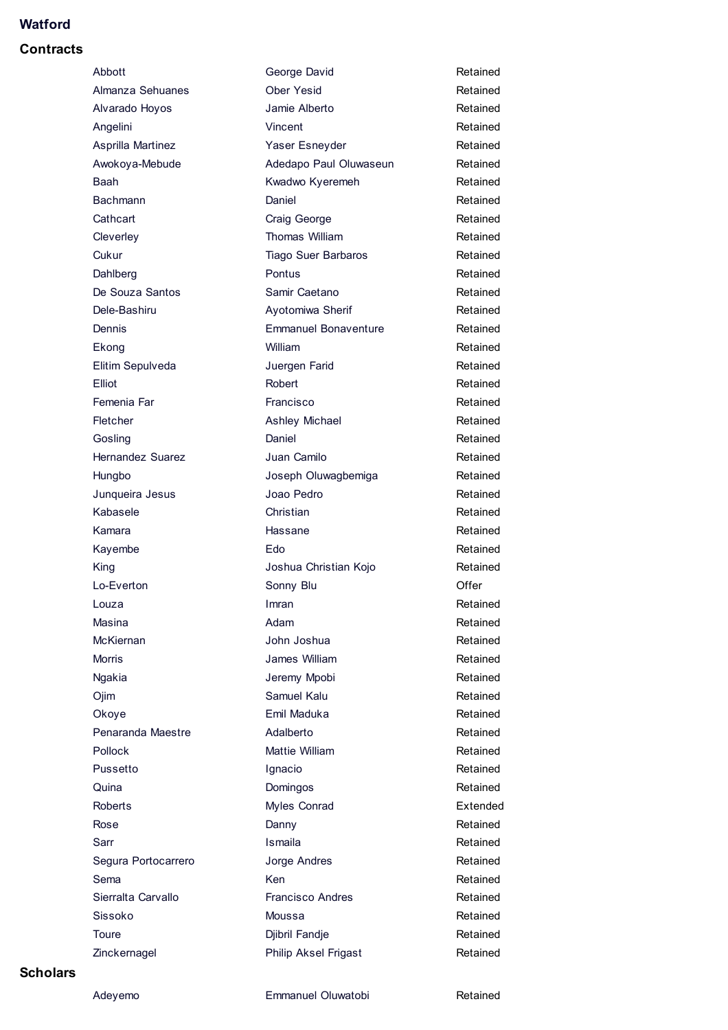## Watford

### Contracts

| | | |
|---|---|---|
| Abbott | George David | Retained |
| Almanza Sehuanes | Ober Yesid | Retained |
| Alvarado Hoyos | Jamie Alberto | Retained |
| Angelini | Vincent | Retained |
| Asprilla Martinez | Yaser Esneyder | Retained |
| Awokoya-Mebude | Adedapo Paul Oluwaseun | Retained |
| Baah | Kwadwo Kyeremeh | Retained |
| Bachmann | Daniel | Retained |
| Cathcart | Craig George | Retained |
| Cleverley | Thomas William | Retained |
| Cukur | Tiago Suer Barbaros | Retained |
| Dahlberg | Pontus | Retained |
| De Souza Santos | Samir Caetano | Retained |
| Dele-Bashiru | Ayotomiwa Sherif | Retained |
| Dennis | Emmanuel Bonaventure | Retained |
| Ekong | William | Retained |
| Elitim Sepulveda | Juergen Farid | Retained |
| Elliot | Robert | Retained |
| Femenia Far | Francisco | Retained |
| Fletcher | Ashley Michael | Retained |
| Gosling | Daniel | Retained |
| Hernandez Suarez | Juan Camilo | Retained |
| Hungbo | Joseph Oluwagbemiga | Retained |
| Junqueira Jesus | Joao Pedro | Retained |
| Kabasele | Christian | Retained |
| Kamara | Hassane | Retained |
| Kayembe | Edo | Retained |
| King | Joshua Christian Kojo | Retained |
| Lo-Everton | Sonny Blu | Offer |
| Louza | Imran | Retained |
| Masina | Adam | Retained |
| McKiernan | John Joshua | Retained |
| Morris | James William | Retained |
| Ngakia | Jeremy Mpobi | Retained |
| Ojim | Samuel Kalu | Retained |
| Okoye | Emil Maduka | Retained |
| Penaranda Maestre | Adalberto | Retained |
| Pollock | Mattie William | Retained |
| Pussetto | Ignacio | Retained |
| Quina | Domingos | Retained |
| Roberts | Myles Conrad | Extended |
| Rose | Danny | Retained |
| Sarr | Ismaila | Retained |
| Segura Portocarrero | Jorge Andres | Retained |
| Sema | Ken | Retained |
| Sierralta Carvallo | Francisco Andres | Retained |
| Sissoko | Moussa | Retained |
| Toure | Djibril Fandje | Retained |
| Zinckernagel | Philip Aksel Frigast | Retained |

### Scholars

| | | |
|---|---|---|
| Adeyemo | Emmanuel Oluwatobi | Retained |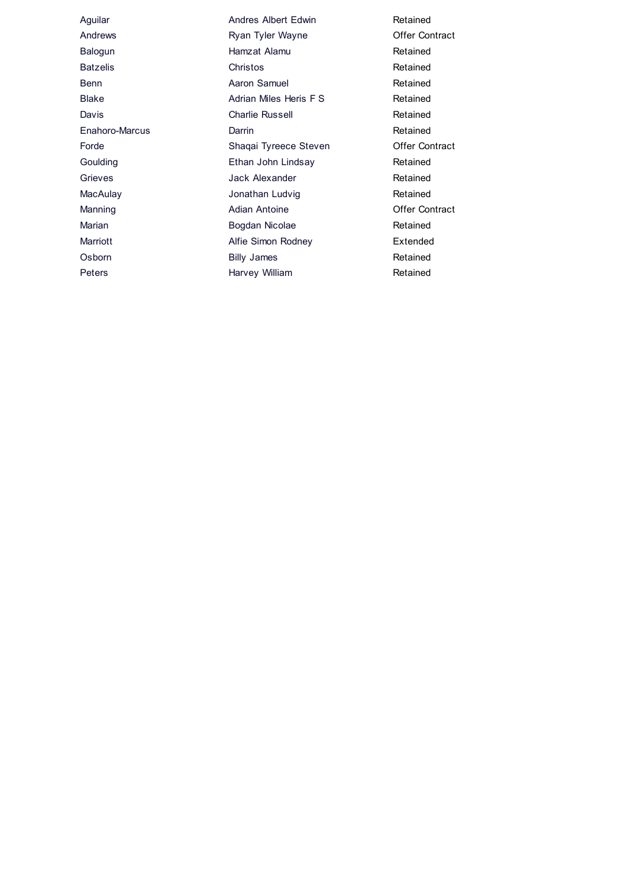| | | |
|---|---|---|
| Aguilar | Andres Albert Edwin | Retained |
| Andrews | Ryan Tyler Wayne | Offer Contract |
| Balogun | Hamzat Alamu | Retained |
| Batzelis | Christos | Retained |
| Benn | Aaron Samuel | Retained |
| Blake | Adrian Miles Heris F S | Retained |
| Davis | Charlie Russell | Retained |
| Enahoro-Marcus | Darrin | Retained |
| Forde | Shaqai Tyreece Steven | Offer Contract |
| Goulding | Ethan John Lindsay | Retained |
| Grieves | Jack Alexander | Retained |
| MacAulay | Jonathan Ludvig | Retained |
| Manning | Adian Antoine | Offer Contract |
| Marian | Bogdan Nicolae | Retained |
| Marriott | Alfie Simon Rodney | Extended |
| Osborn | Billy James | Retained |
| Peters | Harvey William | Retained |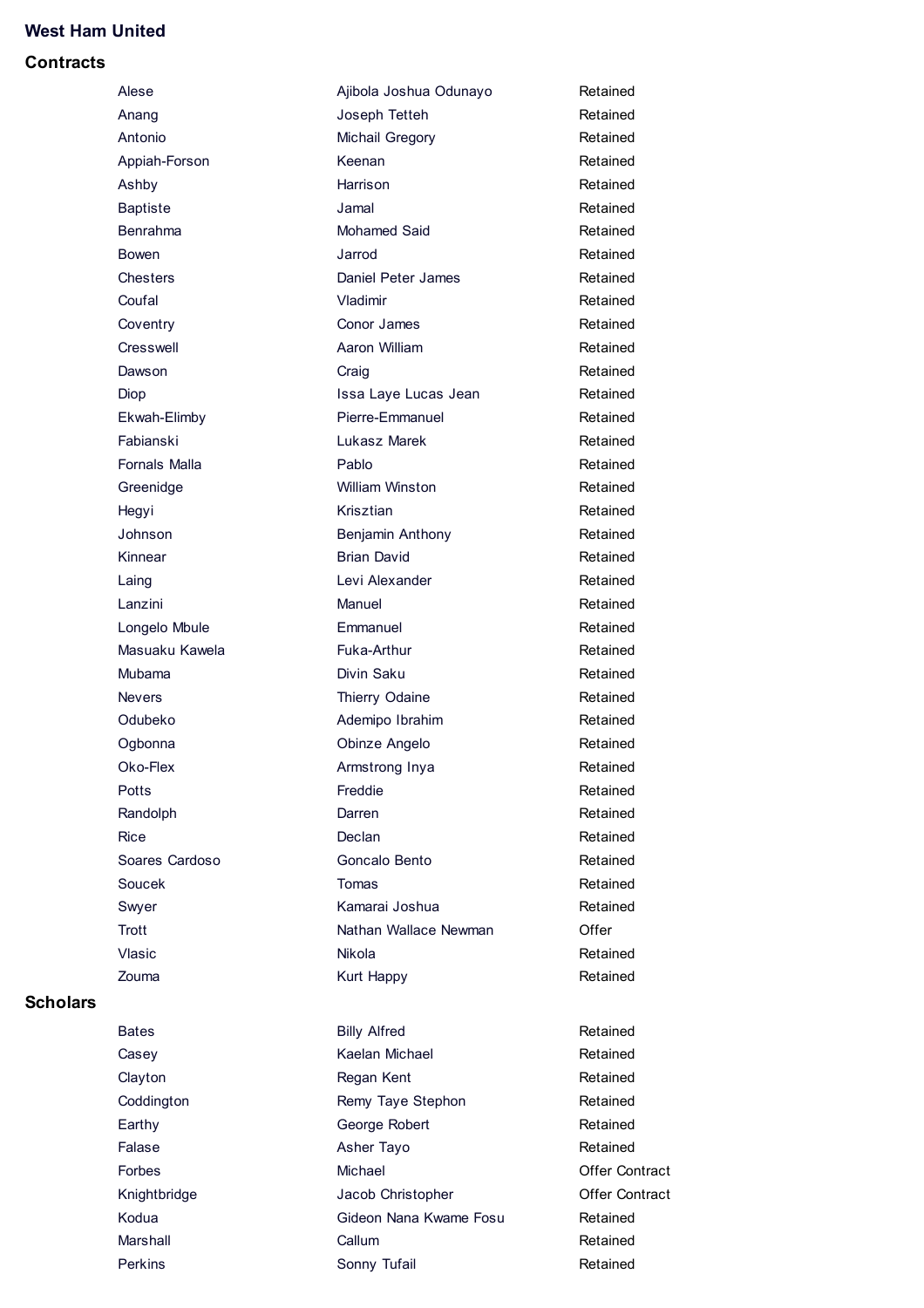### West Ham United

#### Contracts

| | | |
|---|---|---|
| Alese | Ajibola Joshua Odunayo | Retained |
| Anang | Joseph Tetteh | Retained |
| Antonio | Michail Gregory | Retained |
| Appiah-Forson | Keenan | Retained |
| Ashby | Harrison | Retained |
| Baptiste | Jamal | Retained |
| Benrahma | Mohamed Said | Retained |
| Bowen | Jarrod | Retained |
| Chesters | Daniel Peter James | Retained |
| Coufal | Vladimir | Retained |
| Coventry | Conor James | Retained |
| Cresswell | Aaron William | Retained |
| Dawson | Craig | Retained |
| Diop | Issa Laye Lucas Jean | Retained |
| Ekwah-Elimby | Pierre-Emmanuel | Retained |
| Fabianski | Lukasz Marek | Retained |
| Fornals Malla | Pablo | Retained |
| Greenidge | William Winston | Retained |
| Hegyi | Krisztian | Retained |
| Johnson | Benjamin Anthony | Retained |
| Kinnear | Brian David | Retained |
| Laing | Levi Alexander | Retained |
| Lanzini | Manuel | Retained |
| Longelo Mbule | Emmanuel | Retained |
| Masuaku Kawela | Fuka-Arthur | Retained |
| Mubama | Divin Saku | Retained |
| Nevers | Thierry Odaine | Retained |
| Odubeko | Ademipo Ibrahim | Retained |
| Ogbonna | Obinze Angelo | Retained |
| Oko-Flex | Armstrong Inya | Retained |
| Potts | Freddie | Retained |
| Randolph | Darren | Retained |
| Rice | Declan | Retained |
| Soares Cardoso | Goncalo Bento | Retained |
| Soucek | Tomas | Retained |
| Swyer | Kamarai Joshua | Retained |
| Trott | Nathan Wallace Newman | Offer |
| Vlasic | Nikola | Retained |
| Zouma | Kurt Happy | Retained |

#### Scholars

| | | |
|---|---|---|
| Bates | Billy Alfred | Retained |
| Casey | Kaelan Michael | Retained |
| Clayton | Regan Kent | Retained |
| Coddington | Remy Taye Stephon | Retained |
| Earthy | George Robert | Retained |
| Falase | Asher Tayo | Retained |
| Forbes | Michael | Offer Contract |
| Knightbridge | Jacob Christopher | Offer Contract |
| Kodua | Gideon Nana Kwame Fosu | Retained |
| Marshall | Callum | Retained |
| Perkins | Sonny Tufail | Retained |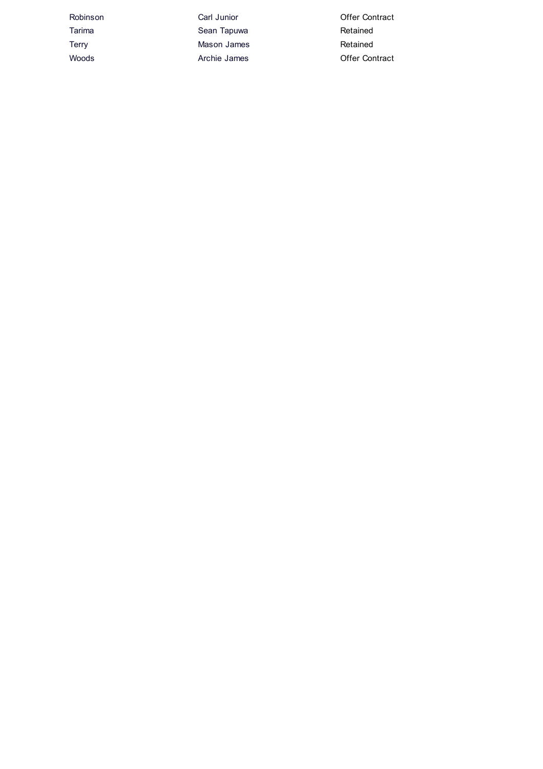| | | |
|---|---|---|
| Robinson | Carl Junior | Offer Contract |
| Tarima | Sean Tapuwa | Retained |
| Terry | Mason James | Retained |
| Woods | Archie James | Offer Contract |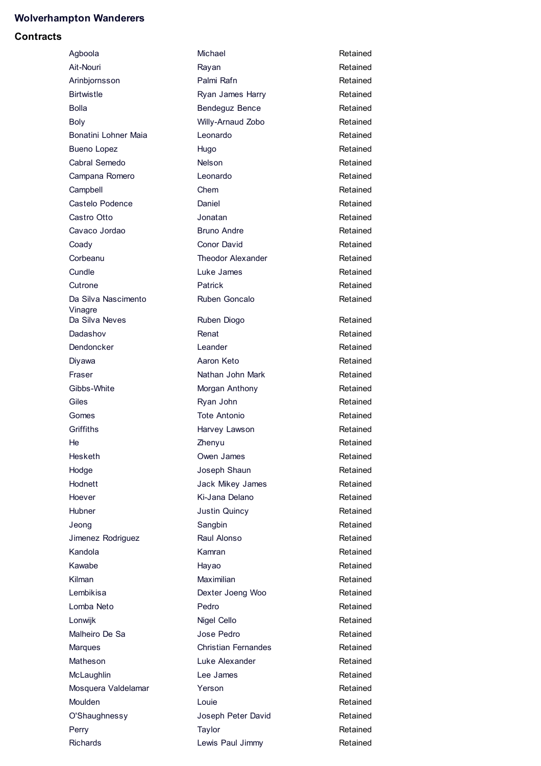### Wolverhampton Wanderers

#### Contracts

| | | |
|---|---|---|
| Agboola | Michael | Retained |
| Ait-Nouri | Rayan | Retained |
| Arinbjornsson | Palmi Rafn | Retained |
| Birtwistle | Ryan James Harry | Retained |
| Bolla | Bendeguz Bence | Retained |
| Boly | Willy-Arnaud Zobo | Retained |
| Bonatini Lohner Maia | Leonardo | Retained |
| Bueno Lopez | Hugo | Retained |
| Cabral Semedo | Nelson | Retained |
| Campana Romero | Leonardo | Retained |
| Campbell | Chem | Retained |
| Castelo Podence | Daniel | Retained |
| Castro Otto | Jonatan | Retained |
| Cavaco Jordao | Bruno Andre | Retained |
| Coady | Conor David | Retained |
| Corbeanu | Theodor Alexander | Retained |
| Cundle | Luke James | Retained |
| Cutrone | Patrick | Retained |
| Da Silva Nascimento Vinagre | Ruben Goncalo | Retained |
| Da Silva Neves | Ruben Diogo | Retained |
| Dadashov | Renat | Retained |
| Dendoncker | Leander | Retained |
| Diyawa | Aaron Keto | Retained |
| Fraser | Nathan John Mark | Retained |
| Gibbs-White | Morgan Anthony | Retained |
| Giles | Ryan John | Retained |
| Gomes | Tote Antonio | Retained |
| Griffiths | Harvey Lawson | Retained |
| He | Zhenyu | Retained |
| Hesketh | Owen James | Retained |
| Hodge | Joseph Shaun | Retained |
| Hodnett | Jack Mikey James | Retained |
| Hoever | Ki-Jana Delano | Retained |
| Hubner | Justin Quincy | Retained |
| Jeong | Sangbin | Retained |
| Jimenez Rodriguez | Raul Alonso | Retained |
| Kandola | Kamran | Retained |
| Kawabe | Hayao | Retained |
| Kilman | Maximilian | Retained |
| Lembikisa | Dexter Joeng Woo | Retained |
| Lomba Neto | Pedro | Retained |
| Lonwijk | Nigel Cello | Retained |
| Malheiro De Sa | Jose Pedro | Retained |
| Marques | Christian Fernandes | Retained |
| Matheson | Luke Alexander | Retained |
| McLaughlin | Lee James | Retained |
| Mosquera Valdelamar | Yerson | Retained |
| Moulden | Louie | Retained |
| O'Shaughnessy | Joseph Peter David | Retained |
| Perry | Taylor | Retained |
| Richards | Lewis Paul Jimmy | Retained |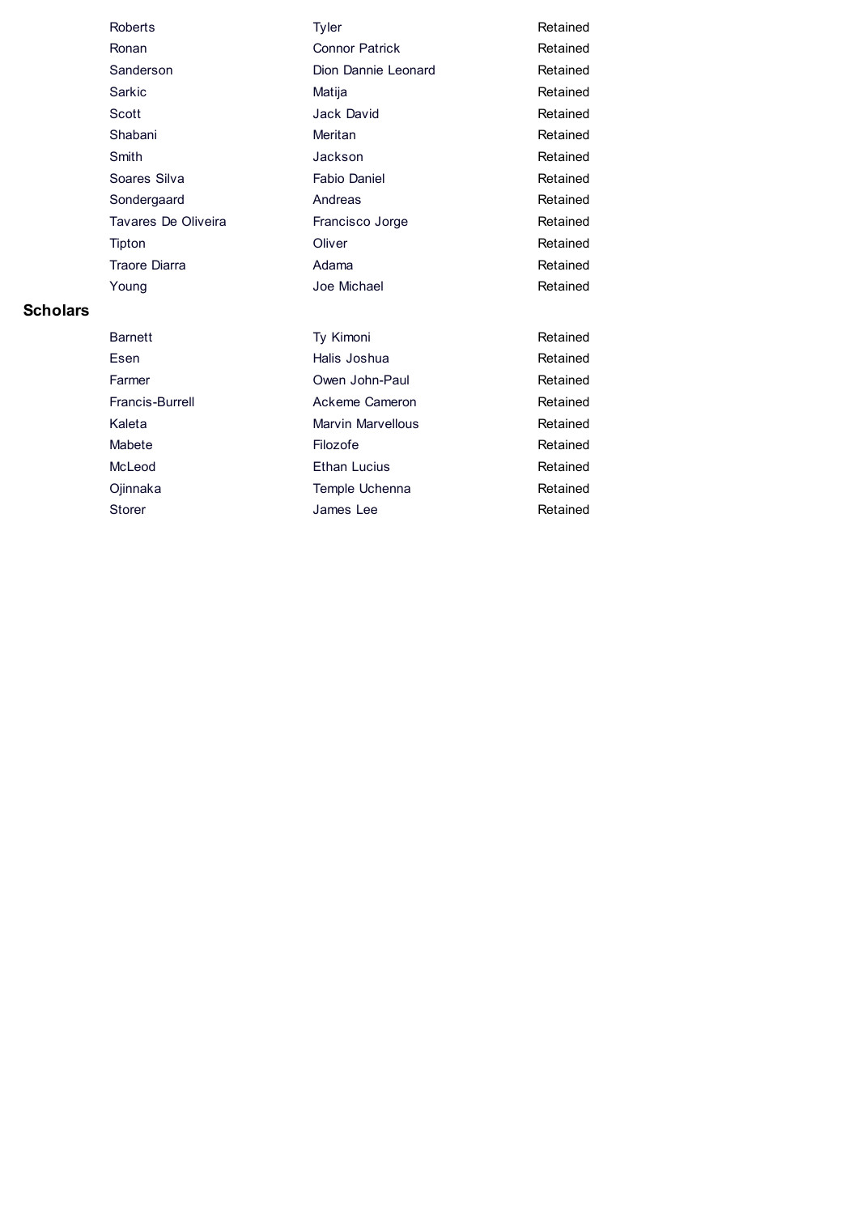| | | |
|---|---|---|
| Roberts | Tyler | Retained |
| Ronan | Connor Patrick | Retained |
| Sanderson | Dion Dannie Leonard | Retained |
| Sarkic | Matija | Retained |
| Scott | Jack David | Retained |
| Shabani | Meritan | Retained |
| Smith | Jackson | Retained |
| Soares Silva | Fabio Daniel | Retained |
| Sondergaard | Andreas | Retained |
| Tavares De Oliveira | Francisco Jorge | Retained |
| Tipton | Oliver | Retained |
| Traore Diarra | Adama | Retained |
| Young | Joe Michael | Retained |

**Scholars**

| | | |
|---|---|---|
| Barnett | Ty Kimoni | Retained |
| Esen | Halis Joshua | Retained |
| Farmer | Owen John-Paul | Retained |
| Francis-Burrell | Ackeme Cameron | Retained |
| Kaleta | Marvin Marvellous | Retained |
| Mabete | Filozofe | Retained |
| McLeod | Ethan Lucius | Retained |
| Ojinnaka | Temple Uchenna | Retained |
| Storer | James Lee | Retained |